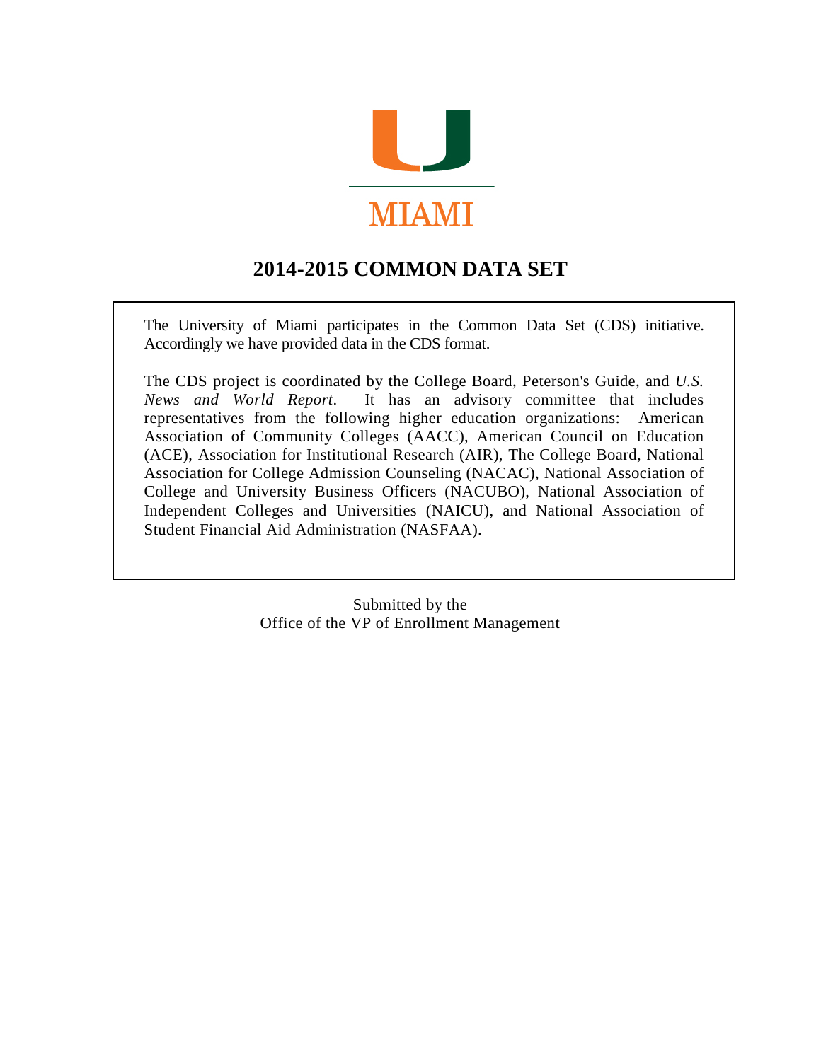MIAMI

# 2014-2015 COMMON DATA SET

The University of Miami participates in the Common Data Set (CDS) initiative. Accordingly we have provided data in the CDS format.

The CDS project is coordinated by the College Board, Peterson's Guide, and *U.S. News and World Report*. It has an advisory committee that includes representatives from the following higher education organizations: American Association of Community Colleges (AACC), American Council on Education (ACE), Association for Institutional Research (AIR), The College Board, National Association for College Admission Counseling (NACAC), National Association of College and University Business Officers (NACUBO), National Association of Independent Colleges and Universities (NAICU), and National Association of Student Financial Aid Administration (NASFAA).

Submitted by the
Office of the VP of Enrollment Management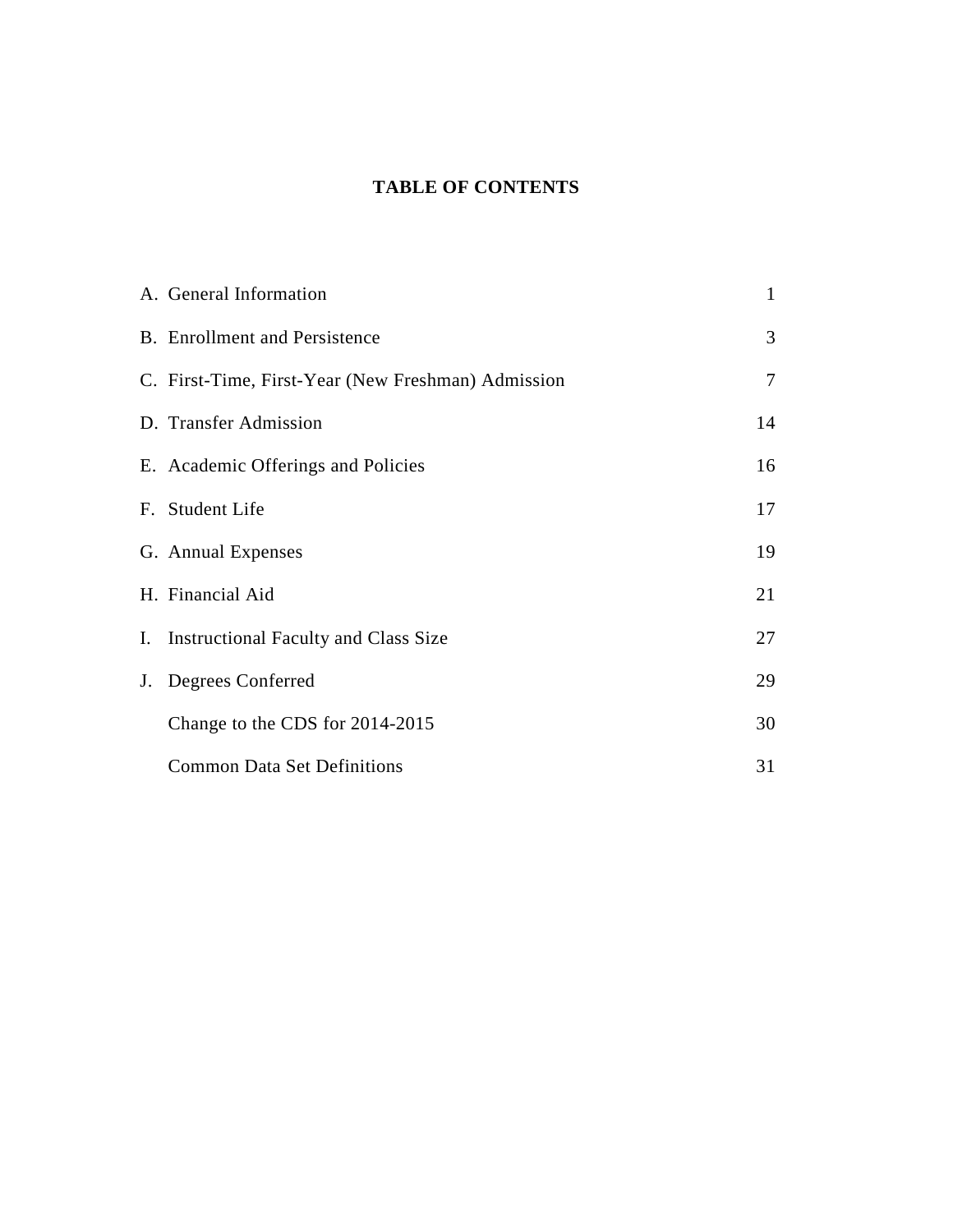# TABLE OF CONTENTS

| | | |
|---|---|---|
| A. | General Information | 1 |
| B. | Enrollment and Persistence | 3 |
| C. | First-Time, First-Year (New Freshman) Admission | 7 |
| D. | Transfer Admission | 14 |
| E. | Academic Offerings and Policies | 16 |
| F. | Student Life | 17 |
| G. | Annual Expenses | 19 |
| H. | Financial Aid | 21 |
| I. | Instructional Faculty and Class Size | 27 |
| J. | Degrees Conferred | 29 |
| | Change to the CDS for 2014-2015 | 30 |
| | Common Data Set Definitions | 31 |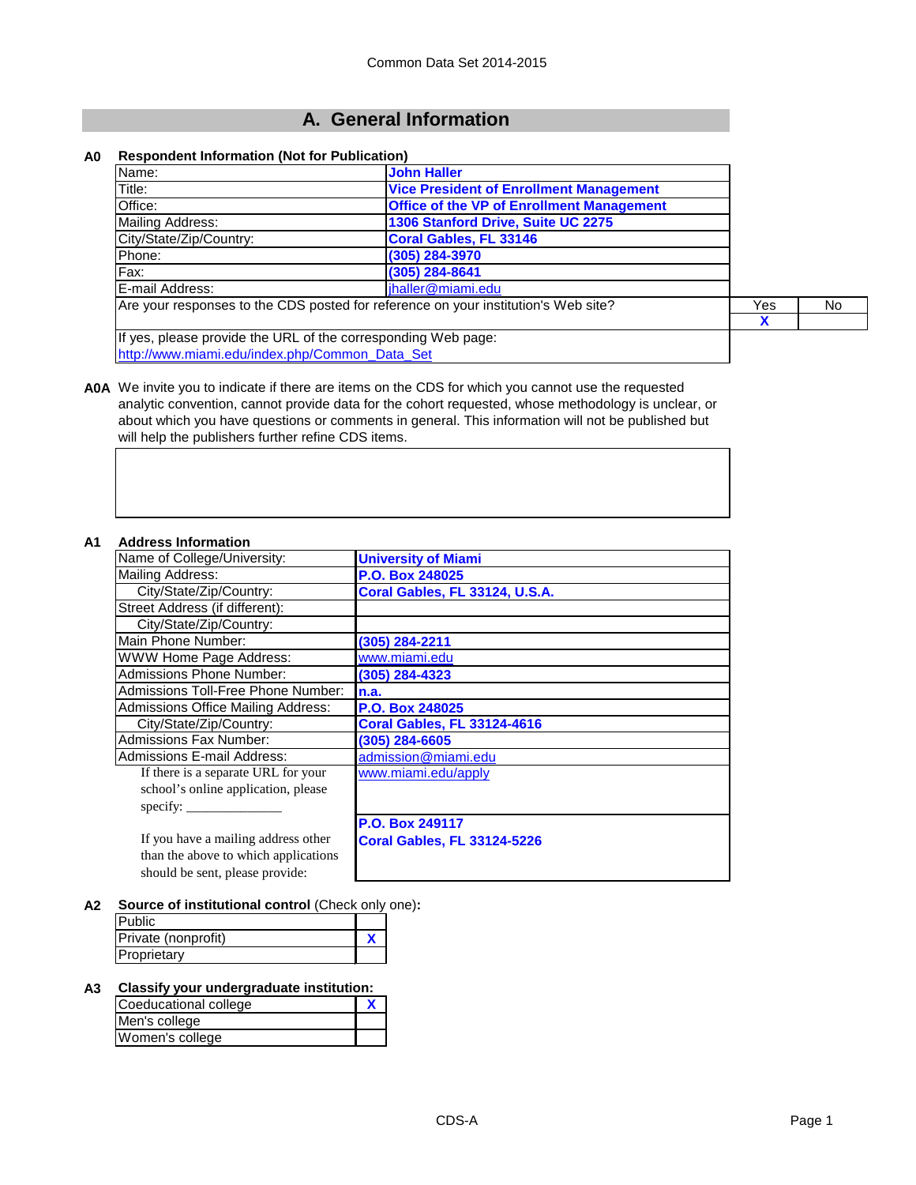Common Data Set 2014-2015

## A. General Information

**A0 Respondent Information (Not for Publication)**

| | |
|---|---|
| Name: | **John Haller** |
| Title: | **Vice President of Enrollment Management** |
| Office: | **Office of the VP of Enrollment Management** |
| Mailing Address: | **1306 Stanford Drive, Suite UC 2275** |
| City/State/Zip/Country: | **Coral Gables, FL 33146** |
| Phone: | **(305) 284-3970** |
| Fax: | **(305) 284-8641** |
| E-mail Address: | jhaller@miami.edu |

| Are your responses to the CDS posted for reference on your institution's Web site? | Yes | No |
|---|---|---|
| | **X** | |

If yes, please provide the URL of the corresponding Web page:
http://www.miami.edu/index.php/Common_Data_Set

**A0A** We invite you to indicate if there are items on the CDS for which you cannot use the requested analytic convention, cannot provide data for the cohort requested, whose methodology is unclear, or about which you have questions or comments in general. This information will not be published but will help the publishers further refine CDS items.

**A1 Address Information**

| | |
|---|---|
| Name of College/University: | **University of Miami** |
| Mailing Address: | **P.O. Box 248025** |
| City/State/Zip/Country: | **Coral Gables, FL 33124, U.S.A.** |
| Street Address (if different): | |
| City/State/Zip/Country: | |
| Main Phone Number: | **(305) 284-2211** |
| WWW Home Page Address: | www.miami.edu |
| Admissions Phone Number: | **(305) 284-4323** |
| Admissions Toll-Free Phone Number: | **n.a.** |
| Admissions Office Mailing Address: | **P.O. Box 248025** |
| City/State/Zip/Country: | **Coral Gables, FL 33124-4616** |
| Admissions Fax Number: | **(305) 284-6605** |
| Admissions E-mail Address: | admission@miami.edu |
| If there is a separate URL for your school's online application, please specify: ______________ | www.miami.edu/apply |
| If you have a mailing address other than the above to which applications should be sent, please provide: | **P.O. Box 249117** **Coral Gables, FL 33124-5226** |

**A2 Source of institutional control** (Check only one)**:**

| | |
|---|---|
| Public | |
| Private (nonprofit) | **X** |
| Proprietary | |

**A3 Classify your undergraduate institution:**

| | |
|---|---|
| Coeducational college | **X** |
| Men's college | |
| Women's college | |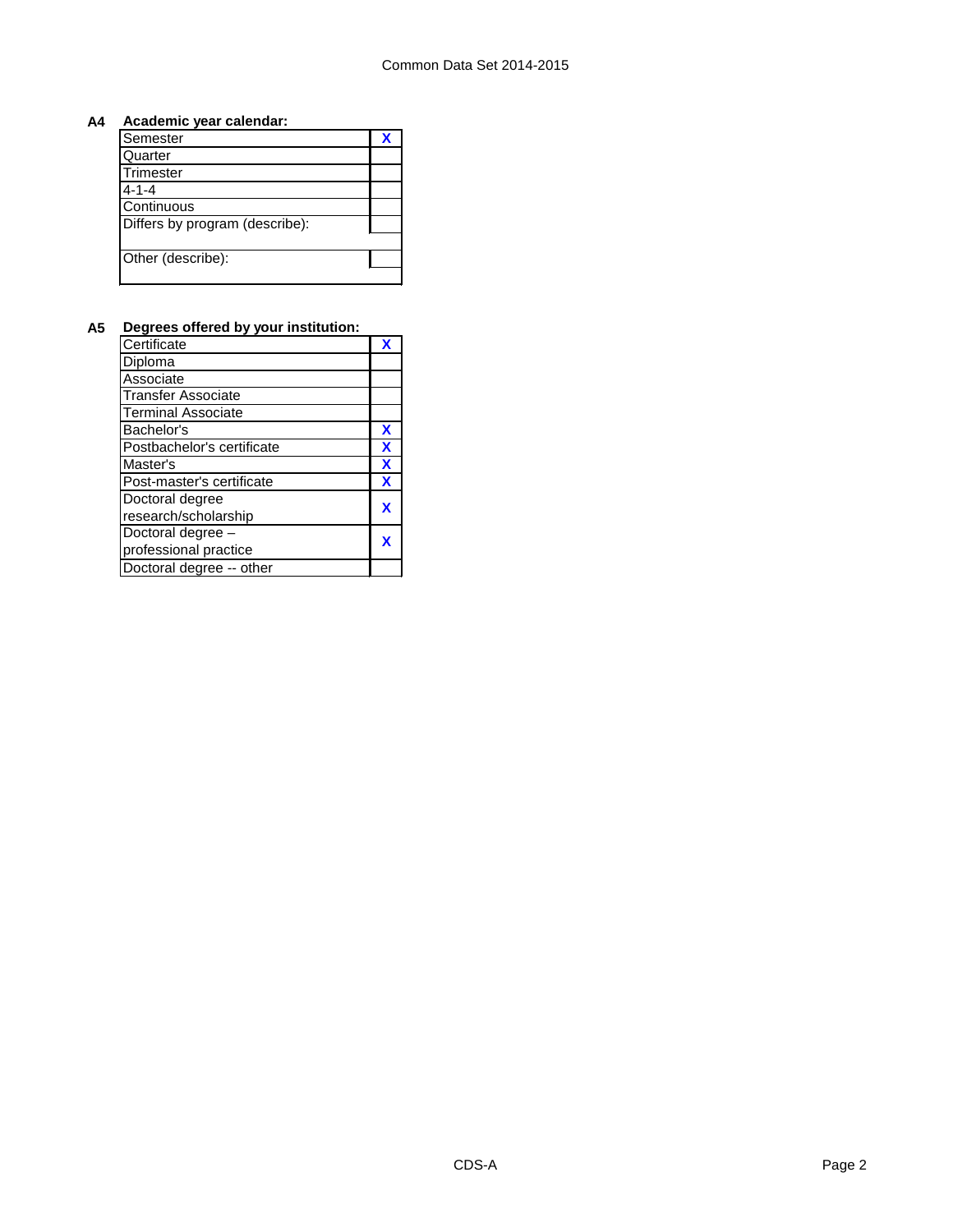**A4 Academic year calendar:**

| | |
|---|---|
| Semester | X |
| Quarter | |
| Trimester | |
| 4-1-4 | |
| Continuous | |
| Differs by program (describe): | |
| | |
| Other (describe): | |
| | |

**A5 Degrees offered by your institution:**

| | |
|---|---|
| Certificate | X |
| Diploma | |
| Associate | |
| Transfer Associate | |
| Terminal Associate | |
| Bachelor's | X |
| Postbachelor's certificate | X |
| Master's | X |
| Post-master's certificate | X |
| Doctoral degree research/scholarship | X |
| Doctoral degree – professional practice | X |
| Doctoral degree -- other | |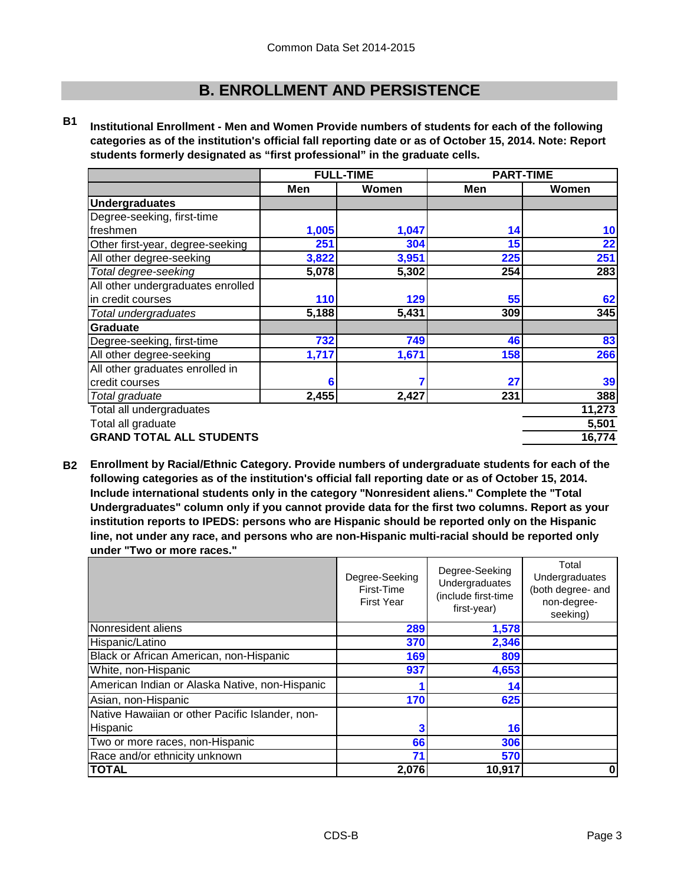# B. ENROLLMENT AND PERSISTENCE

**B1** **Institutional Enrollment - Men and Women Provide numbers of students for each of the following categories as of the institution's official fall reporting date or as of October 15, 2014. Note: Report students formerly designated as "first professional" in the graduate cells.**

| | FULL-TIME | | PART-TIME | |
|---|---|---|---|---|
| | Men | Women | Men | Women |
| **Undergraduates** | | | | |
| Degree-seeking, first-time freshmen | 1,005 | 1,047 | 14 | 10 |
| Other first-year, degree-seeking | 251 | 304 | 15 | 22 |
| All other degree-seeking | 3,822 | 3,951 | 225 | 251 |
| *Total degree-seeking* | 5,078 | 5,302 | 254 | 283 |
| All other undergraduates enrolled in credit courses | 110 | 129 | 55 | 62 |
| *Total undergraduates* | 5,188 | 5,431 | 309 | 345 |
| **Graduate** | | | | |
| Degree-seeking, first-time | 732 | 749 | 46 | 83 |
| All other degree-seeking | 1,717 | 1,671 | 158 | 266 |
| All other graduates enrolled in credit courses | 6 | 7 | 27 | 39 |
| *Total graduate* | 2,455 | 2,427 | 231 | 388 |
| Total all undergraduates | | | | 11,273 |
| Total all graduate | | | | 5,501 |
| **GRAND TOTAL ALL STUDENTS** | | | | 16,774 |

**B2** **Enrollment by Racial/Ethnic Category. Provide numbers of undergraduate students for each of the following categories as of the institution's official fall reporting date or as of October 15, 2014. Include international students only in the category "Nonresident aliens." Complete the "Total Undergraduates" column only if you cannot provide data for the first two columns. Report as your institution reports to IPEDS: persons who are Hispanic should be reported only on the Hispanic line, not under any race, and persons who are non-Hispanic multi-racial should be reported only under "Two or more races."**

| | Degree-Seeking First-Time First Year | Degree-Seeking Undergraduates (include first-time first-year) | Total Undergraduates (both degree- and non-degree-seeking) |
|---|---|---|---|
| Nonresident aliens | 289 | 1,578 | |
| Hispanic/Latino | 370 | 2,346 | |
| Black or African American, non-Hispanic | 169 | 809 | |
| White, non-Hispanic | 937 | 4,653 | |
| American Indian or Alaska Native, non-Hispanic | 1 | 14 | |
| Asian, non-Hispanic | 170 | 625 | |
| Native Hawaiian or other Pacific Islander, non-Hispanic | 3 | 16 | |
| Two or more races, non-Hispanic | 66 | 306 | |
| Race and/or ethnicity unknown | 71 | 570 | |
| **TOTAL** | 2,076 | 10,917 | 0 |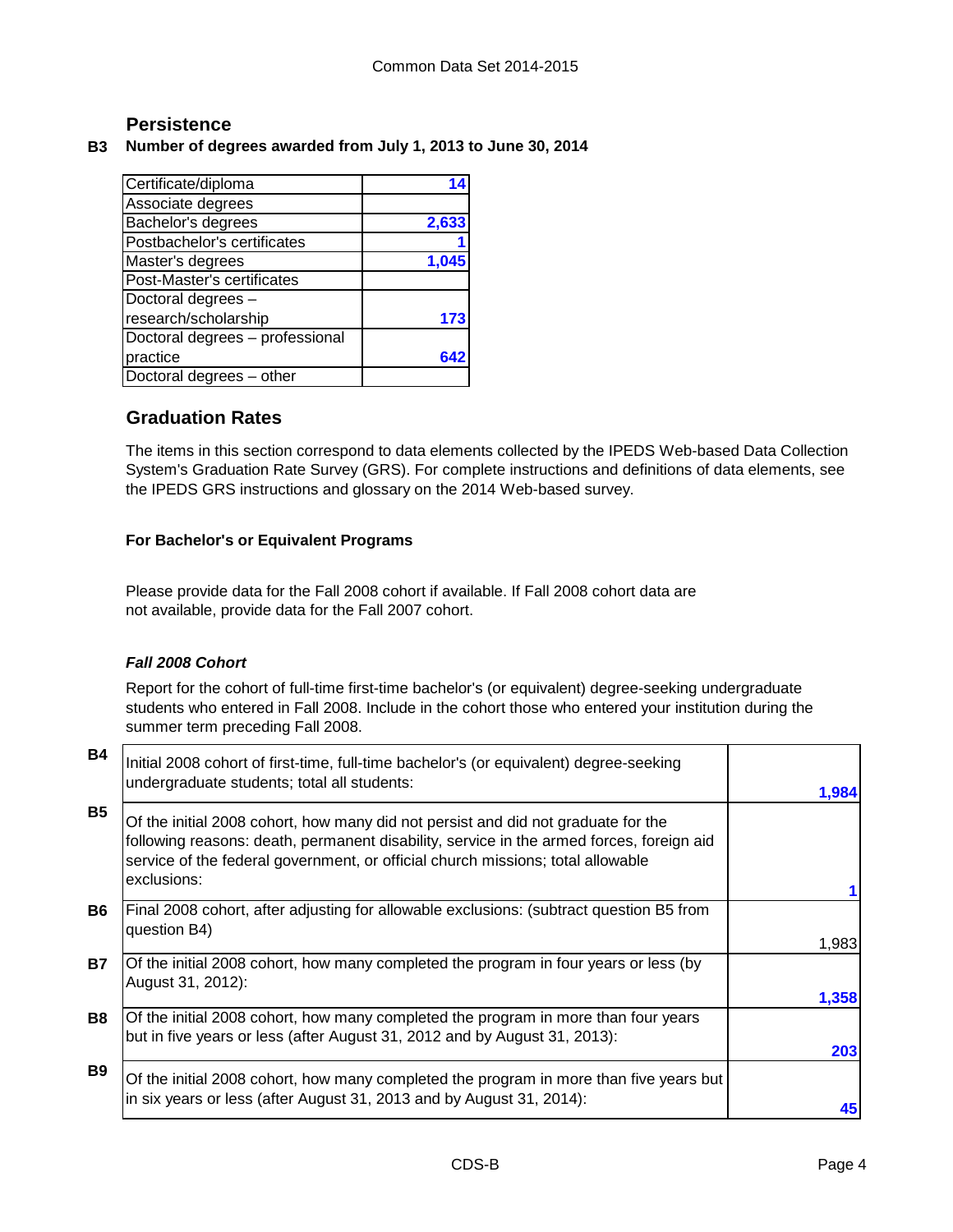## Persistence

**B3 Number of degrees awarded from July 1, 2013 to June 30, 2014**

| Degree | Number |
|---|---|
| Certificate/diploma | 14 |
| Associate degrees | |
| Bachelor's degrees | 2,633 |
| Postbachelor's certificates | 1 |
| Master's degrees | 1,045 |
| Post-Master's certificates | |
| Doctoral degrees – research/scholarship | 173 |
| Doctoral degrees – professional practice | 642 |
| Doctoral degrees – other | |

## Graduation Rates

The items in this section correspond to data elements collected by the IPEDS Web-based Data Collection System's Graduation Rate Survey (GRS). For complete instructions and definitions of data elements, see the IPEDS GRS instructions and glossary on the 2014 Web-based survey.

**For Bachelor's or Equivalent Programs**

Please provide data for the Fall 2008 cohort if available. If Fall 2008 cohort data are not available, provide data for the Fall 2007 cohort.

***Fall 2008 Cohort***

Report for the cohort of full-time first-time bachelor's (or equivalent) degree-seeking undergraduate students who entered in Fall 2008. Include in the cohort those who entered your institution during the summer term preceding Fall 2008.

| | Item | Number |
|---|---|---|
| B4 | Initial 2008 cohort of first-time, full-time bachelor's (or equivalent) degree-seeking undergraduate students; total all students: | 1,984 |
| B5 | Of the initial 2008 cohort, how many did not persist and did not graduate for the following reasons: death, permanent disability, service in the armed forces, foreign aid service of the federal government, or official church missions; total allowable exclusions: | 1 |
| B6 | Final 2008 cohort, after adjusting for allowable exclusions: (subtract question B5 from question B4) | 1,983 |
| B7 | Of the initial 2008 cohort, how many completed the program in four years or less (by August 31, 2012): | 1,358 |
| B8 | Of the initial 2008 cohort, how many completed the program in more than four years but in five years or less (after August 31, 2012 and by August 31, 2013): | 203 |
| B9 | Of the initial 2008 cohort, how many completed the program in more than five years but in six years or less (after August 31, 2013 and by August 31, 2014): | 45 |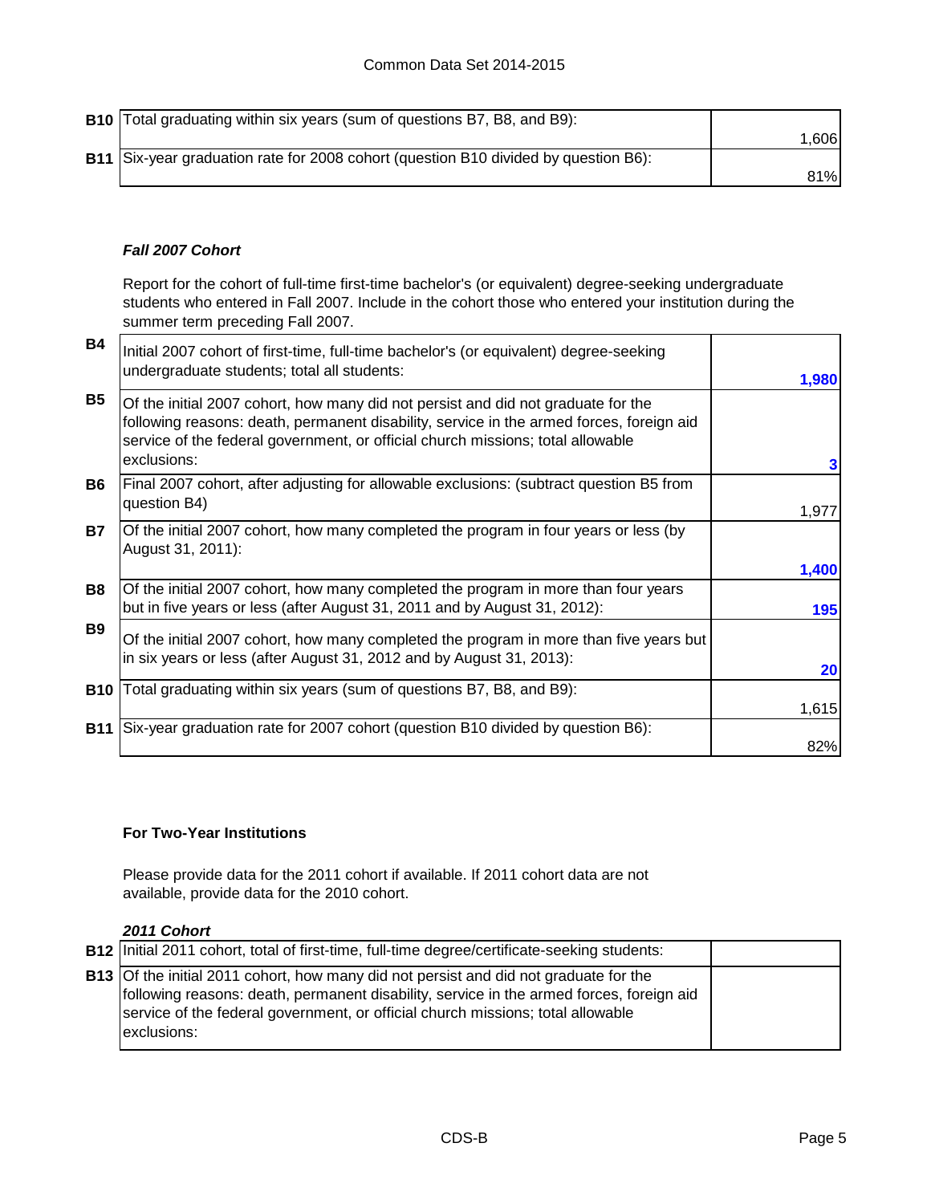| | | |
|---|---|---|
| B10 | Total graduating within six years (sum of questions B7, B8, and B9): | 1,606 |
| B11 | Six-year graduation rate for 2008 cohort (question B10 divided by question B6): | 81% |

***Fall 2007 Cohort***

Report for the cohort of full-time first-time bachelor's (or equivalent) degree-seeking undergraduate students who entered in Fall 2007. Include in the cohort those who entered your institution during the summer term preceding Fall 2007.

| | | |
|---|---|---|
| B4 | Initial 2007 cohort of first-time, full-time bachelor's (or equivalent) degree-seeking undergraduate students; total all students: | 1,980 |
| B5 | Of the initial 2007 cohort, how many did not persist and did not graduate for the following reasons: death, permanent disability, service in the armed forces, foreign aid service of the federal government, or official church missions; total allowable exclusions: | 3 |
| B6 | Final 2007 cohort, after adjusting for allowable exclusions: (subtract question B5 from question B4) | 1,977 |
| B7 | Of the initial 2007 cohort, how many completed the program in four years or less (by August 31, 2011): | 1,400 |
| B8 | Of the initial 2007 cohort, how many completed the program in more than four years but in five years or less (after August 31, 2011 and by August 31, 2012): | 195 |
| B9 | Of the initial 2007 cohort, how many completed the program in more than five years but in six years or less (after August 31, 2012 and by August 31, 2013): | 20 |
| B10 | Total graduating within six years (sum of questions B7, B8, and B9): | 1,615 |
| B11 | Six-year graduation rate for 2007 cohort (question B10 divided by question B6): | 82% |

**For Two-Year Institutions**

Please provide data for the 2011 cohort if available. If 2011 cohort data are not available, provide data for the 2010 cohort.

***2011 Cohort***

| | | |
|---|---|---|
| B12 | Initial 2011 cohort, total of first-time, full-time degree/certificate-seeking students: | |
| B13 | Of the initial 2011 cohort, how many did not persist and did not graduate for the following reasons: death, permanent disability, service in the armed forces, foreign aid service of the federal government, or official church missions; total allowable exclusions: | |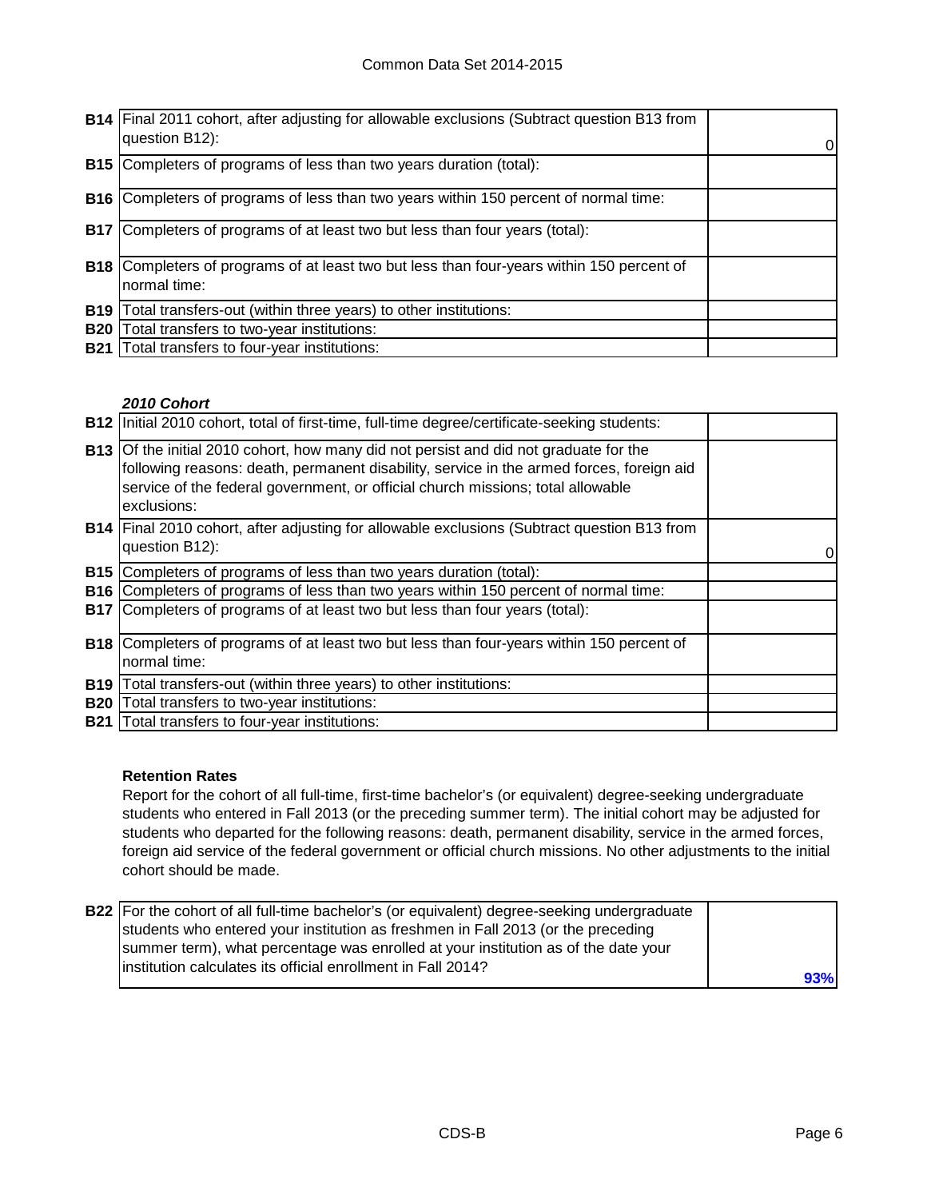| | | |
|---|---|---|
| B14 | Final 2011 cohort, after adjusting for allowable exclusions (Subtract question B13 from question B12): | 0 |
| B15 | Completers of programs of less than two years duration (total): | |
| B16 | Completers of programs of less than two years within 150 percent of normal time: | |
| B17 | Completers of programs of at least two but less than four years (total): | |
| B18 | Completers of programs of at least two but less than four-years within 150 percent of normal time: | |
| B19 | Total transfers-out (within three years) to other institutions: | |
| B20 | Total transfers to two-year institutions: | |
| B21 | Total transfers to four-year institutions: | |

***2010 Cohort***

| | | |
|---|---|---|
| B12 | Initial 2010 cohort, total of first-time, full-time degree/certificate-seeking students: | |
| B13 | Of the initial 2010 cohort, how many did not persist and did not graduate for the following reasons: death, permanent disability, service in the armed forces, foreign aid service of the federal government, or official church missions; total allowable exclusions: | |
| B14 | Final 2010 cohort, after adjusting for allowable exclusions (Subtract question B13 from question B12): | 0 |
| B15 | Completers of programs of less than two years duration (total): | |
| B16 | Completers of programs of less than two years within 150 percent of normal time: | |
| B17 | Completers of programs of at least two but less than four years (total): | |
| B18 | Completers of programs of at least two but less than four-years within 150 percent of normal time: | |
| B19 | Total transfers-out (within three years) to other institutions: | |
| B20 | Total transfers to two-year institutions: | |
| B21 | Total transfers to four-year institutions: | |

**Retention Rates**

Report for the cohort of all full-time, first-time bachelor's (or equivalent) degree-seeking undergraduate students who entered in Fall 2013 (or the preceding summer term). The initial cohort may be adjusted for students who departed for the following reasons: death, permanent disability, service in the armed forces, foreign aid service of the federal government or official church missions. No other adjustments to the initial cohort should be made.

| | | |
|---|---|---|
| B22 | For the cohort of all full-time bachelor's (or equivalent) degree-seeking undergraduate students who entered your institution as freshmen in Fall 2013 (or the preceding summer term), what percentage was enrolled at your institution as of the date your institution calculates its official enrollment in Fall 2014? | 93% |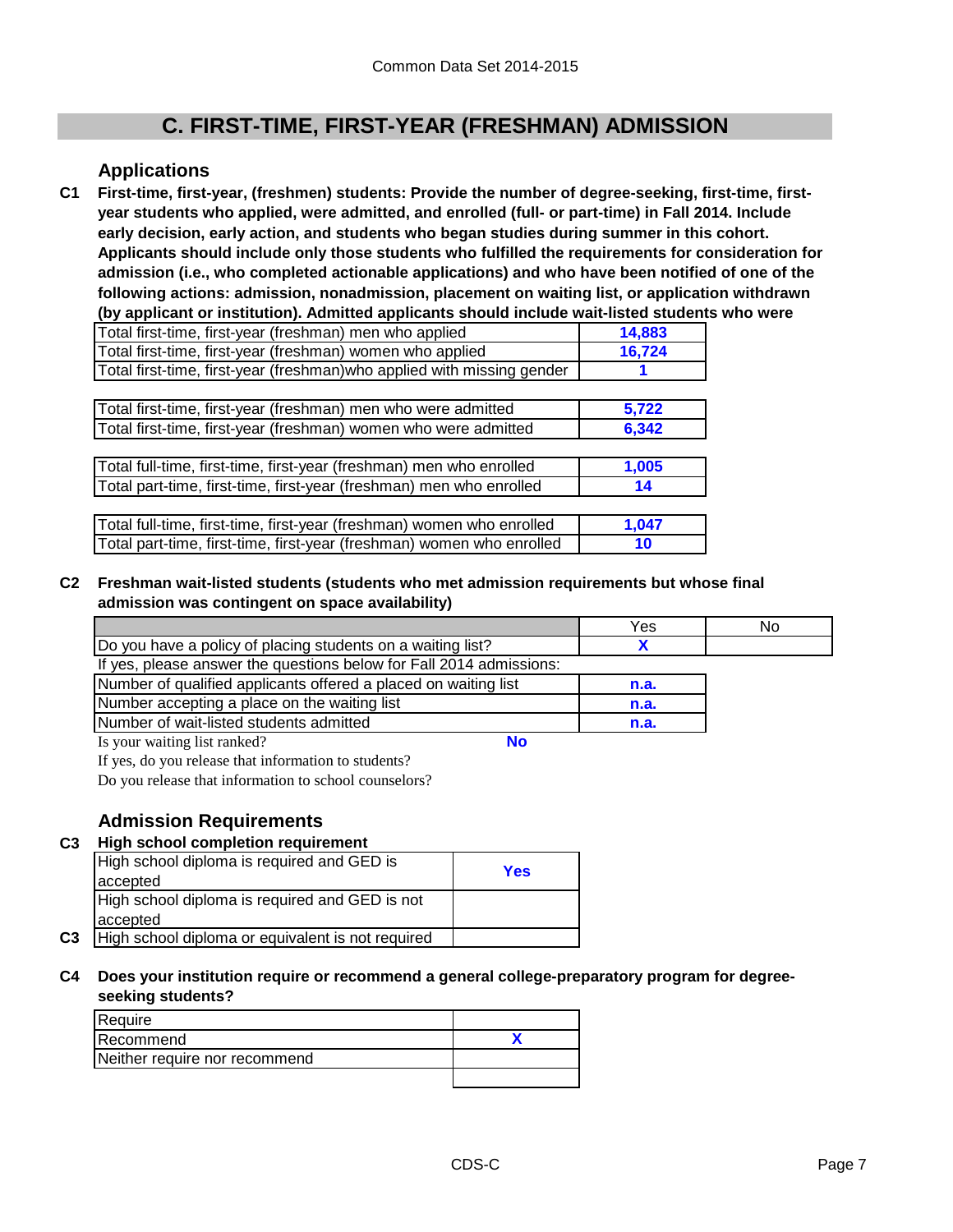# C. FIRST-TIME, FIRST-YEAR (FRESHMAN) ADMISSION

## Applications

**C1 First-time, first-year, (freshmen) students: Provide the number of degree-seeking, first-time, first-year students who applied, were admitted, and enrolled (full- or part-time) in Fall 2014. Include early decision, early action, and students who began studies during summer in this cohort. Applicants should include only those students who fulfilled the requirements for consideration for admission (i.e., who completed actionable applications) and who have been notified of one of the following actions: admission, nonadmission, placement on waiting list, or application withdrawn (by applicant or institution). Admitted applicants should include wait-listed students who were**

| | |
|---|---|
| Total first-time, first-year (freshman) men who applied | 14,883 |
| Total first-time, first-year (freshman) women who applied | 16,724 |
| Total first-time, first-year (freshman)who applied with missing gender | 1 |

| | |
|---|---|
| Total first-time, first-year (freshman) men who were admitted | 5,722 |
| Total first-time, first-year (freshman) women who were admitted | 6,342 |

| | |
|---|---|
| Total full-time, first-time, first-year (freshman) men who enrolled | 1,005 |
| Total part-time, first-time, first-year (freshman) men who enrolled | 14 |

| | |
|---|---|
| Total full-time, first-time, first-year (freshman) women who enrolled | 1,047 |
| Total part-time, first-time, first-year (freshman) women who enrolled | 10 |

**C2 Freshman wait-listed students (students who met admission requirements but whose final admission was contingent on space availability)**

| | Yes | No |
|---|---|---|
| Do you have a policy of placing students on a waiting list? | X | |
| If yes, please answer the questions below for Fall 2014 admissions: | | |
| Number of qualified applicants offered a placed on waiting list | n.a. | |
| Number accepting a place on the waiting list | n.a. | |
| Number of wait-listed students admitted | n.a. | |

Is your waiting list ranked? **No**

If yes, do you release that information to students?

Do you release that information to school counselors?

## Admission Requirements

**C3 High school completion requirement**

| | |
|---|---|
| High school diploma is required and GED is accepted | Yes |
| High school diploma is required and GED is not accepted | |
| High school diploma or equivalent is not required | |

**C4 Does your institution require or recommend a general college-preparatory program for degree-seeking students?**

| | |
|---|---|
| Require | |
| Recommend | X |
| Neither require nor recommend | |
| | |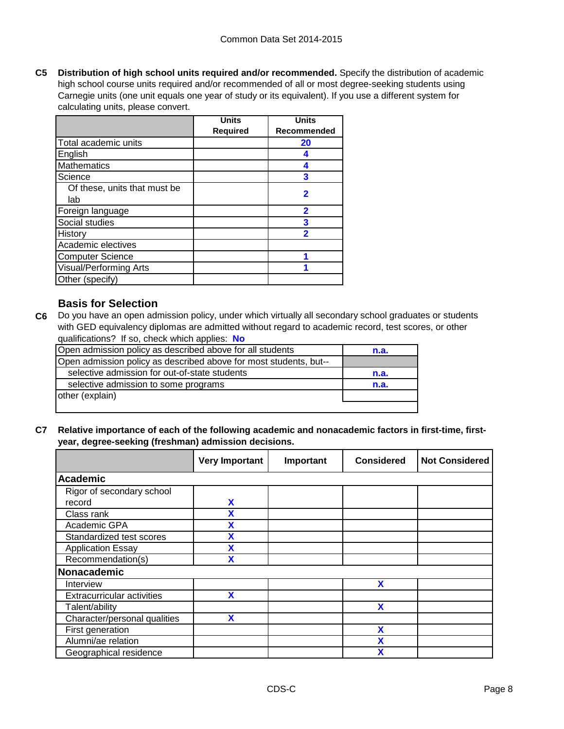**C5 Distribution of high school units required and/or recommended.** Specify the distribution of academic high school course units required and/or recommended of all or most degree-seeking students using Carnegie units (one unit equals one year of study or its equivalent). If you use a different system for calculating units, please convert.

| | Units Required | Units Recommended |
|---|---|---|
| Total academic units | | 20 |
| English | | 4 |
| Mathematics | | 4 |
| Science | | 3 |
| Of these, units that must be lab | | 2 |
| Foreign language | | 2 |
| Social studies | | 3 |
| History | | 2 |
| Academic electives | | |
| Computer Science | | 1 |
| Visual/Performing Arts | | 1 |
| Other (specify) | | |

## Basis for Selection

**C6** Do you have an open admission policy, under which virtually all secondary school graduates or students with GED equivalency diplomas are admitted without regard to academic record, test scores, or other qualifications? If so, check which applies: **No**

| | |
|---|---|
| Open admission policy as described above for all students | n.a. |
| Open admission policy as described above for most students, but-- | |
| selective admission for out-of-state students | n.a. |
| selective admission to some programs | n.a. |
| other (explain) | |

**C7 Relative importance of each of the following academic and nonacademic factors in first-time, first-year, degree-seeking (freshman) admission decisions.**

| | Very Important | Important | Considered | Not Considered |
|---|---|---|---|---|
| **Academic** | | | | |
| Rigor of secondary school record | X | | | |
| Class rank | X | | | |
| Academic GPA | X | | | |
| Standardized test scores | X | | | |
| Application Essay | X | | | |
| Recommendation(s) | X | | | |
| **Nonacademic** | | | | |
| Interview | | | X | |
| Extracurricular activities | X | | | |
| Talent/ability | | | X | |
| Character/personal qualities | X | | | |
| First generation | | | X | |
| Alumni/ae relation | | | X | |
| Geographical residence | | | X | |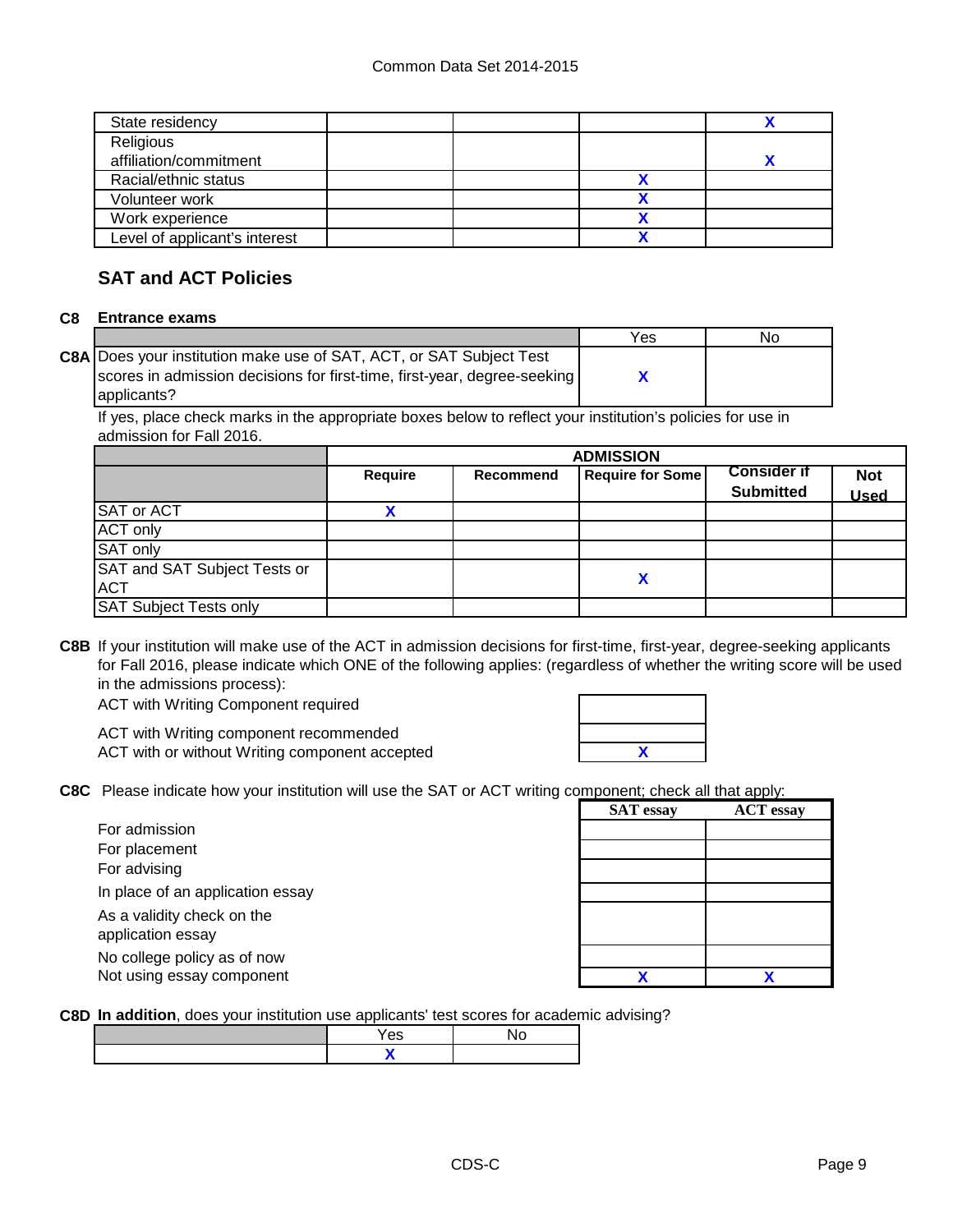| | | | | |
|---|---|---|---|---|
| State residency | | | | X |
| Religious affiliation/commitment | | | | X |
| Racial/ethnic status | | | X | |
| Volunteer work | | | X | |
| Work experience | | | X | |
| Level of applicant's interest | | | X | |

## SAT and ACT Policies

**C8 Entrance exams**

| | Yes | No |
|---|---|---|
| **C8A** Does your institution make use of SAT, ACT, or SAT Subject Test scores in admission decisions for first-time, first-year, degree-seeking applicants? | X | |

If yes, place check marks in the appropriate boxes below to reflect your institution's policies for use in admission for Fall 2016.

| | ADMISSION | | | | |
|---|---|---|---|---|---|
| | **Require** | **Recommend** | **Require for Some** | **Consider if Submitted** | **Not Used** |
| SAT or ACT | X | | | | |
| ACT only | | | | | |
| SAT only | | | | | |
| SAT and SAT Subject Tests or ACT | | | X | | |
| SAT Subject Tests only | | | | | |

**C8B** If your institution will make use of the ACT in admission decisions for first-time, first-year, degree-seeking applicants for Fall 2016, please indicate which ONE of the following applies: (regardless of whether the writing score will be used in the admissions process):

| | |
|---|---|
| ACT with Writing Component required | |
| ACT with Writing component recommended | |
| ACT with or without Writing component accepted | X |

**C8C** Please indicate how your institution will use the SAT or ACT writing component; check all that apply:

| | SAT essay | ACT essay |
|---|---|---|
| For admission | | |
| For placement | | |
| For advising | | |
| In place of an application essay | | |
| As a validity check on the application essay | | |
| No college policy as of now | | |
| Not using essay component | X | X |

**C8D In addition**, does your institution use applicants' test scores for academic advising?

| | Yes | No |
|---|---|---|
| | X | |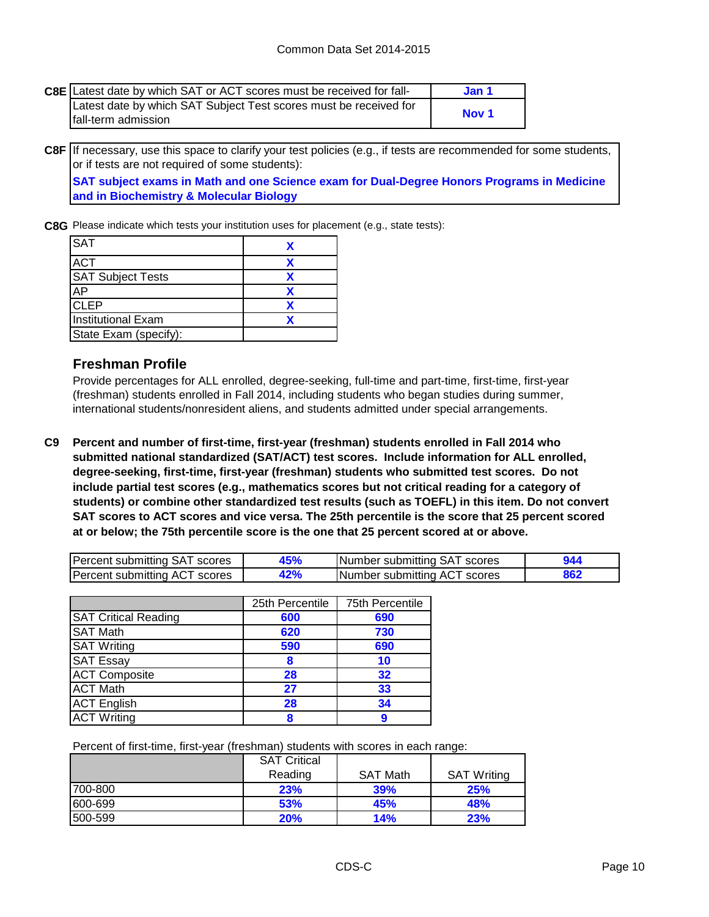| C8E | | |
|---|---|---|
| | Latest date by which SAT or ACT scores must be received for fall- | **Jan 1** |
| | Latest date by which SAT Subject Test scores must be received for fall-term admission | **Nov 1** |

**C8F** If necessary, use this space to clarify your test policies (e.g., if tests are recommended for some students, or if tests are not required of some students):

**SAT subject exams in Math and one Science exam for Dual-Degree Honors Programs in Medicine and in Biochemistry & Molecular Biology**

**C8G** Please indicate which tests your institution uses for placement (e.g., state tests):

| Test | |
|---|---|
| SAT | X |
| ACT | X |
| SAT Subject Tests | X |
| AP | X |
| CLEP | X |
| Institutional Exam | X |
| State Exam (specify): | |

## Freshman Profile

Provide percentages for ALL enrolled, degree-seeking, full-time and part-time, first-time, first-year (freshman) students enrolled in Fall 2014, including students who began studies during summer, international students/nonresident aliens, and students admitted under special arrangements.

**C9** **Percent and number of first-time, first-year (freshman) students enrolled in Fall 2014 who submitted national standardized (SAT/ACT) test scores. Include information for ALL enrolled, degree-seeking, first-time, first-year (freshman) students who submitted test scores. Do not include partial test scores (e.g., mathematics scores but not critical reading for a category of students) or combine other standardized test results (such as TOEFL) in this item. Do not convert SAT scores to ACT scores and vice versa. The 25th percentile is the score that 25 percent scored at or below; the 75th percentile score is the one that 25 percent scored at or above.**

| | | | |
|---|---|---|---|
| Percent submitting SAT scores | 45% | Number submitting SAT scores | 944 |
| Percent submitting ACT scores | 42% | Number submitting ACT scores | 862 |

| | 25th Percentile | 75th Percentile |
|---|---|---|
| SAT Critical Reading | 600 | 690 |
| SAT Math | 620 | 730 |
| SAT Writing | 590 | 690 |
| SAT Essay | 8 | 10 |
| ACT Composite | 28 | 32 |
| ACT Math | 27 | 33 |
| ACT English | 28 | 34 |
| ACT Writing | 8 | 9 |

Percent of first-time, first-year (freshman) students with scores in each range:

| | SAT Critical Reading | SAT Math | SAT Writing |
|---|---|---|---|
| 700-800 | 23% | 39% | 25% |
| 600-699 | 53% | 45% | 48% |
| 500-599 | 20% | 14% | 23% |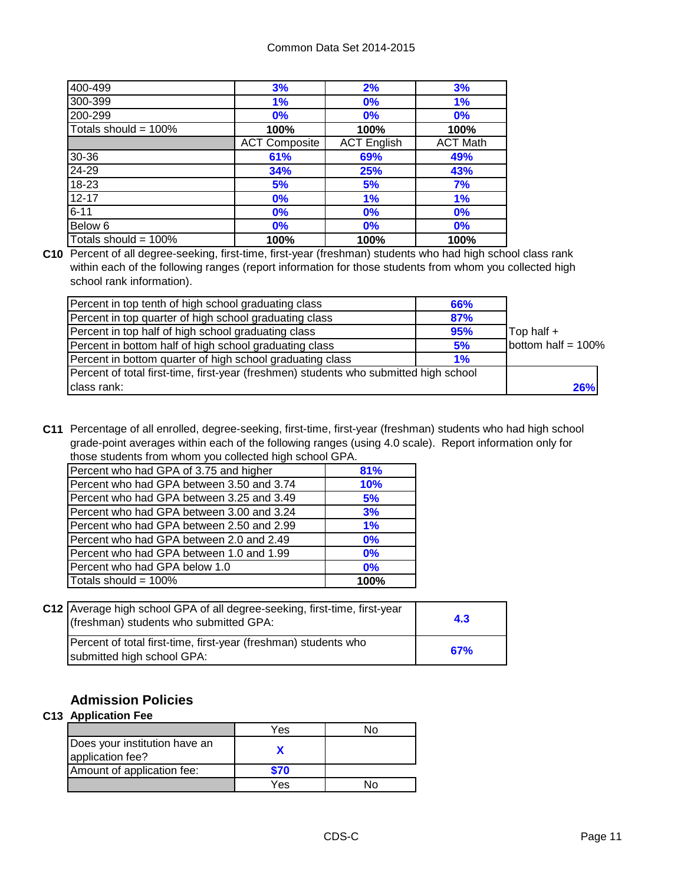| | | | |
|---|---|---|---|
| 400-499 | 3% | 2% | 3% |
| 300-399 | 1% | 0% | 1% |
| 200-299 | 0% | 0% | 0% |
| Totals should = 100% | 100% | 100% | 100% |
| | ACT Composite | ACT English | ACT Math |
| 30-36 | 61% | 69% | 49% |
| 24-29 | 34% | 25% | 43% |
| 18-23 | 5% | 5% | 7% |
| 12-17 | 0% | 1% | 1% |
| 6-11 | 0% | 0% | 0% |
| Below 6 | 0% | 0% | 0% |
| Totals should = 100% | 100% | 100% | 100% |

**C10** Percent of all degree-seeking, first-time, first-year (freshman) students who had high school class rank within each of the following ranges (report information for those students from whom you collected high school rank information).

| | | |
|---|---|---|
| Percent in top tenth of high school graduating class | 66% | |
| Percent in top quarter of high school graduating class | 87% | |
| Percent in top half of high school graduating class | 95% | Top half + bottom half = 100% |
| Percent in bottom half of high school graduating class | 5% | |
| Percent in bottom quarter of high school graduating class | 1% | |
| Percent of total first-time, first-year (freshmen) students who submitted high school class rank: | | 26% |

**C11** Percentage of all enrolled, degree-seeking, first-time, first-year (freshman) students who had high school grade-point averages within each of the following ranges (using 4.0 scale). Report information only for those students from whom you collected high school GPA.

| | |
|---|---|
| Percent who had GPA of 3.75 and higher | 81% |
| Percent who had GPA between 3.50 and 3.74 | 10% |
| Percent who had GPA between 3.25 and 3.49 | 5% |
| Percent who had GPA between 3.00 and 3.24 | 3% |
| Percent who had GPA between 2.50 and 2.99 | 1% |
| Percent who had GPA between 2.0 and 2.49 | 0% |
| Percent who had GPA between 1.0 and 1.99 | 0% |
| Percent who had GPA below 1.0 | 0% |
| Totals should = 100% | 100% |

**C12**

| | |
|---|---|
| Average high school GPA of all degree-seeking, first-time, first-year (freshman) students who submitted GPA: | 4.3 |
| Percent of total first-time, first-year (freshman) students who submitted high school GPA: | 67% |

## Admission Policies

**C13 Application Fee**

| | Yes | No |
|---|---|---|
| Does your institution have an application fee? | X | |
| Amount of application fee: | $70 | |
| | Yes | No |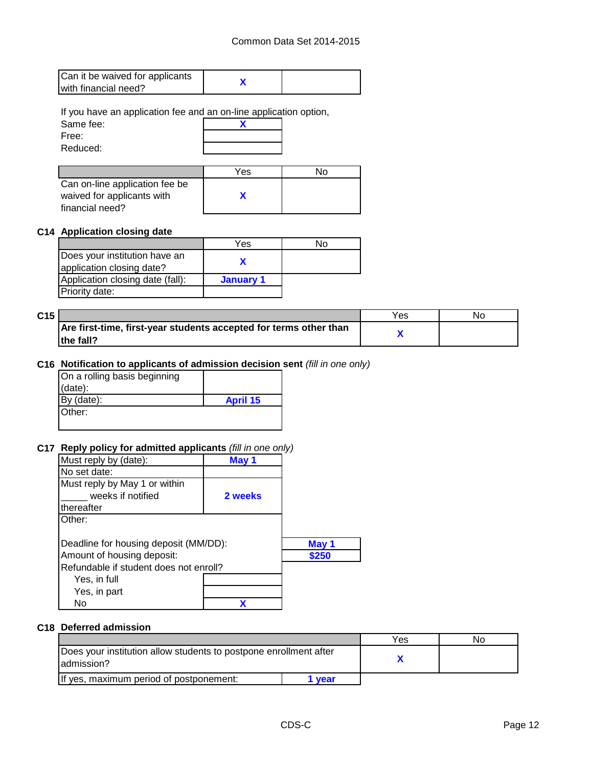| Can it be waived for applicants with financial need? | X | |
|---|---|---|

If you have an application fee and an on-line application option,

| | |
|---|---|
| Same fee: | X |
| Free: | |
| Reduced: | |

| | Yes | No |
|---|---|---|
| Can on-line application fee be waived for applicants with financial need? | X | |

**C14 Application closing date**

| | Yes | No |
|---|---|---|
| Does your institution have an application closing date? | X | |
| Application closing date (fall): | **January 1** | |
| Priority date: | | |

**C15**

| | Yes | No |
|---|---|---|
| **Are first-time, first-year students accepted for terms other than the fall?** | X | |

**C16 Notification to applicants of admission decision sent** *(fill in one only)*

| | |
|---|---|
| On a rolling basis beginning (date): | |
| By (date): | **April 15** |
| Other: | |

**C17 Reply policy for admitted applicants** *(fill in one only)*

| | |
|---|---|
| Must reply by (date): | **May 1** |
| No set date: | |
| Must reply by May 1 or within _____ weeks if notified thereafter | **2 weeks** |
| Other: | |

| | |
|---|---|
| Deadline for housing deposit (MM/DD): | **May 1** |
| Amount of housing deposit: | **$250** |

Refundable if student does not enroll?

| | |
|---|---|
| Yes, in full | |
| Yes, in part | |
| No | X |

**C18 Deferred admission**

| | Yes | No |
|---|---|---|
| Does your institution allow students to postpone enrollment after admission? | X | |
| If yes, maximum period of postponement: | **1 year** | |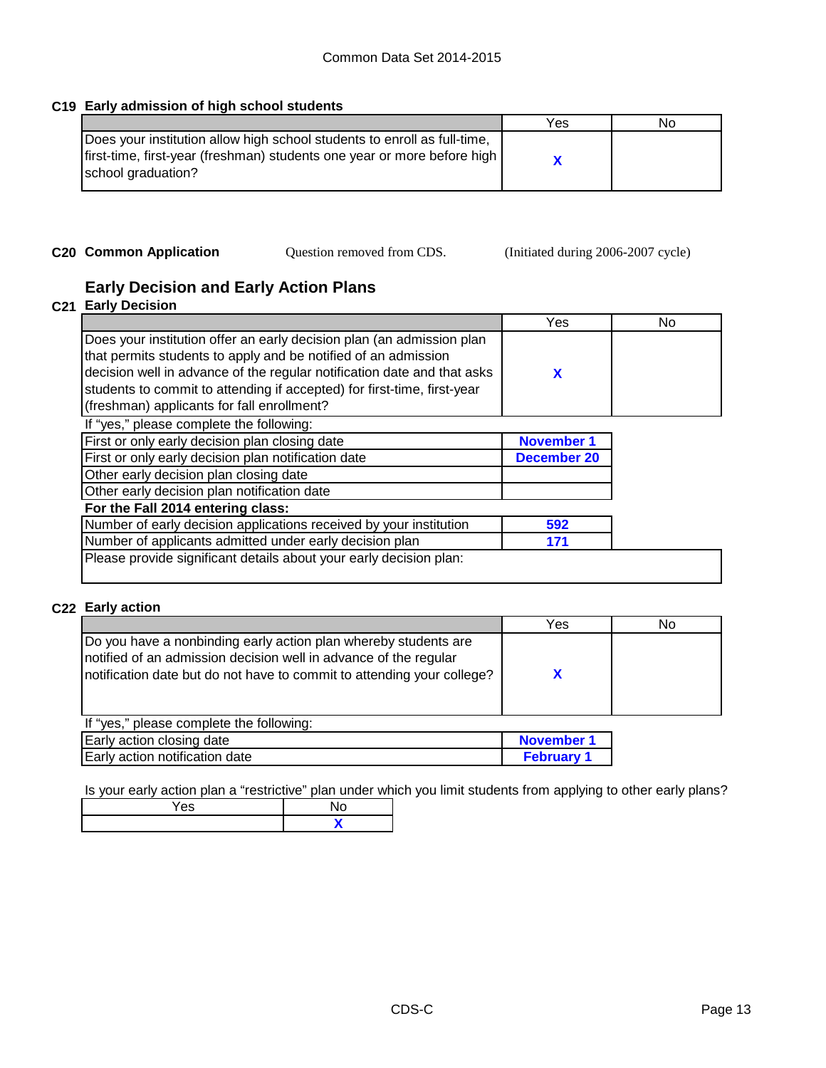## C19 Early admission of high school students

| | Yes | No |
|---|---|---|
| Does your institution allow high school students to enroll as full-time, first-time, first-year (freshman) students one year or more before high school graduation? | X | |

## C20 Common Application

Question removed from CDS. (Initiated during 2006-2007 cycle)

# Early Decision and Early Action Plans

## C21 Early Decision

| | Yes | No |
|---|---|---|
| Does your institution offer an early decision plan (an admission plan that permits students to apply and be notified of an admission decision well in advance of the regular notification date and that asks students to commit to attending if accepted) for first-time, first-year (freshman) applicants for fall enrollment? | X | |

If "yes," please complete the following:

| | |
|---|---|
| First or only early decision plan closing date | November 1 |
| First or only early decision plan notification date | December 20 |
| Other early decision plan closing date | |
| Other early decision plan notification date | |

**For the Fall 2014 entering class:**

| | |
|---|---|
| Number of early decision applications received by your institution | 592 |
| Number of applicants admitted under early decision plan | 171 |

Please provide significant details about your early decision plan:

## C22 Early action

| | Yes | No |
|---|---|---|
| Do you have a nonbinding early action plan whereby students are notified of an admission decision well in advance of the regular notification date but do not have to commit to attending your college? | X | |

If "yes," please complete the following:

| | |
|---|---|
| Early action closing date | November 1 |
| Early action notification date | February 1 |

Is your early action plan a "restrictive" plan under which you limit students from applying to other early plans?

| Yes | No |
|---|---|
| | X |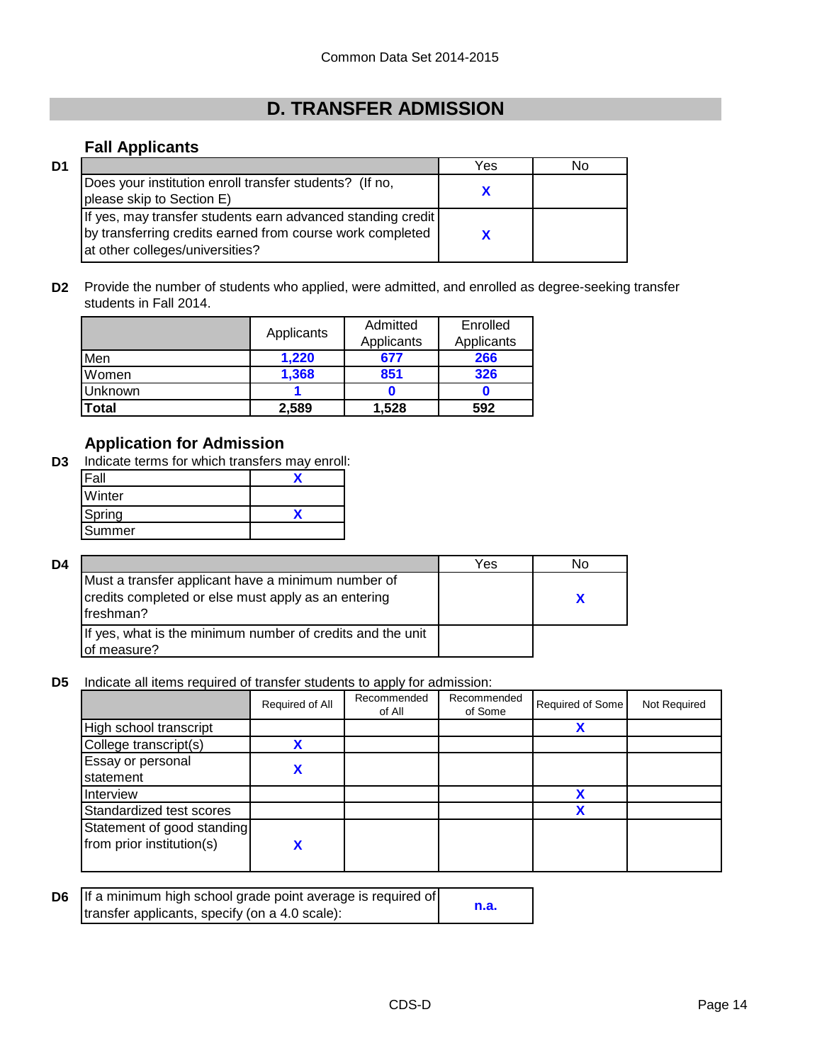Common Data Set 2014-2015

# D. TRANSFER ADMISSION

## Fall Applicants

**D1**

| | Yes | No |
|---|---|---|
| Does your institution enroll transfer students? (If no, please skip to Section E) | X | |
| If yes, may transfer students earn advanced standing credit by transferring credits earned from course work completed at other colleges/universities? | X | |

**D2** Provide the number of students who applied, were admitted, and enrolled as degree-seeking transfer students in Fall 2014.

| | Applicants | Admitted Applicants | Enrolled Applicants |
|---|---|---|---|
| Men | 1,220 | 677 | 266 |
| Women | 1,368 | 851 | 326 |
| Unknown | 1 | 0 | 0 |
| **Total** | 2,589 | 1,528 | 592 |

## Application for Admission

**D3** Indicate terms for which transfers may enroll:

| | |
|---|---|
| Fall | X |
| Winter | |
| Spring | X |
| Summer | |

**D4**

| | Yes | No |
|---|---|---|
| Must a transfer applicant have a minimum number of credits completed or else must apply as an entering freshman? | | X |
| If yes, what is the minimum number of credits and the unit of measure? | | |

**D5** Indicate all items required of transfer students to apply for admission:

| | Required of All | Recommended of All | Recommended of Some | Required of Some | Not Required |
|---|---|---|---|---|---|
| High school transcript | | | | X | |
| College transcript(s) | X | | | | |
| Essay or personal statement | X | | | | |
| Interview | | | | X | |
| Standardized test scores | | | | X | |
| Statement of good standing from prior institution(s) | X | | | | |

**D6**

| | |
|---|---|
| If a minimum high school grade point average is required of transfer applicants, specify (on a 4.0 scale): | n.a. |

CDS-D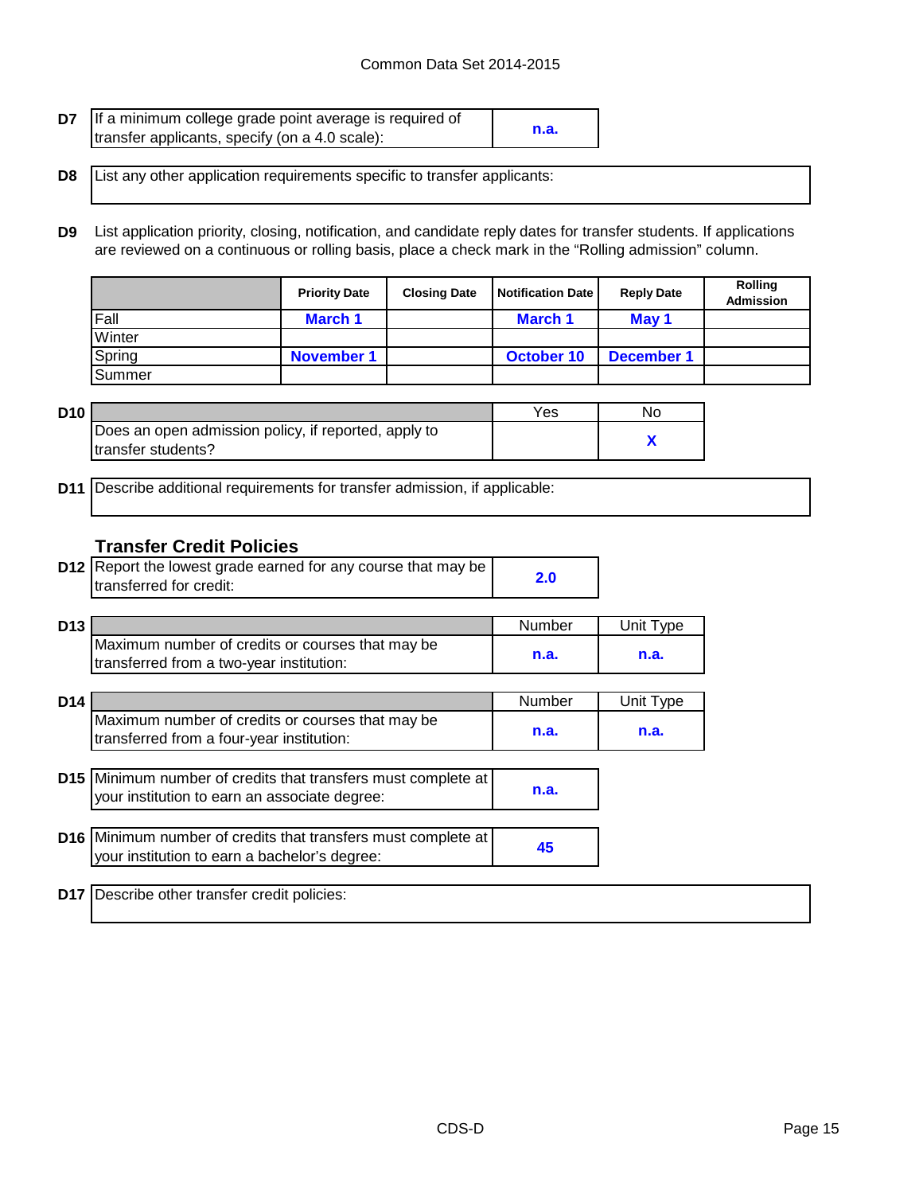**D7** If a minimum college grade point average is required of transfer applicants, specify (on a 4.0 scale): **n.a.**

**D8** List any other application requirements specific to transfer applicants:

**D9** List application priority, closing, notification, and candidate reply dates for transfer students. If applications are reviewed on a continuous or rolling basis, place a check mark in the "Rolling admission" column.

| | Priority Date | Closing Date | Notification Date | Reply Date | Rolling Admission |
|---|---|---|---|---|---|
| Fall | March 1 | | March 1 | May 1 | |
| Winter | | | | | |
| Spring | November 1 | | October 10 | December 1 | |
| Summer | | | | | |

**D10**

| | Yes | No |
|---|---|---|
| Does an open admission policy, if reported, apply to transfer students? | | X |

**D11** Describe additional requirements for transfer admission, if applicable:

## Transfer Credit Policies

**D12** Report the lowest grade earned for any course that may be transferred for credit: **2.0**

**D13**

| | Number | Unit Type |
|---|---|---|
| Maximum number of credits or courses that may be transferred from a two-year institution: | n.a. | n.a. |

**D14**

| | Number | Unit Type |
|---|---|---|
| Maximum number of credits or courses that may be transferred from a four-year institution: | n.a. | n.a. |

**D15** Minimum number of credits that transfers must complete at your institution to earn an associate degree: **n.a.**

**D16** Minimum number of credits that transfers must complete at your institution to earn a bachelor's degree: **45**

**D17** Describe other transfer credit policies: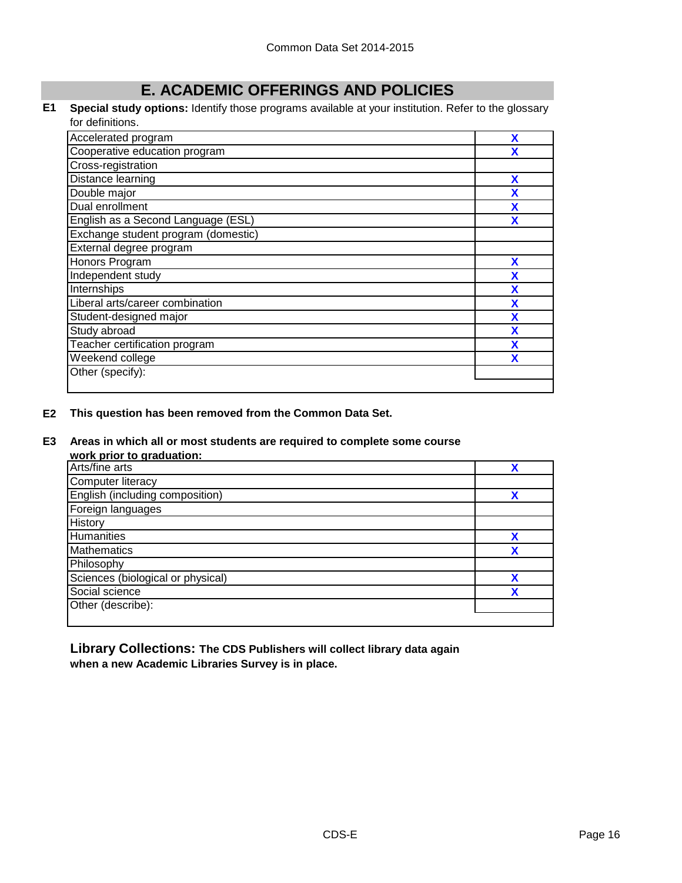# E. ACADEMIC OFFERINGS AND POLICIES

**E1** **Special study options:** Identify those programs available at your institution. Refer to the glossary for definitions.

| Program | |
|---|---|
| Accelerated program | X |
| Cooperative education program | X |
| Cross-registration | |
| Distance learning | X |
| Double major | X |
| Dual enrollment | X |
| English as a Second Language (ESL) | X |
| Exchange student program (domestic) | |
| External degree program | |
| Honors Program | X |
| Independent study | X |
| Internships | X |
| Liberal arts/career combination | X |
| Student-designed major | X |
| Study abroad | X |
| Teacher certification program | X |
| Weekend college | X |
| Other (specify): | |

**E2** **This question has been removed from the Common Data Set.**

**E3** **Areas in which all or most students are required to complete some course work prior to graduation:**

| Area | |
|---|---|
| Arts/fine arts | X |
| Computer literacy | |
| English (including composition) | X |
| Foreign languages | |
| History | |
| Humanities | X |
| Mathematics | X |
| Philosophy | |
| Sciences (biological or physical) | X |
| Social science | X |
| Other (describe): | |

**Library Collections: The CDS Publishers will collect library data again when a new Academic Libraries Survey is in place.**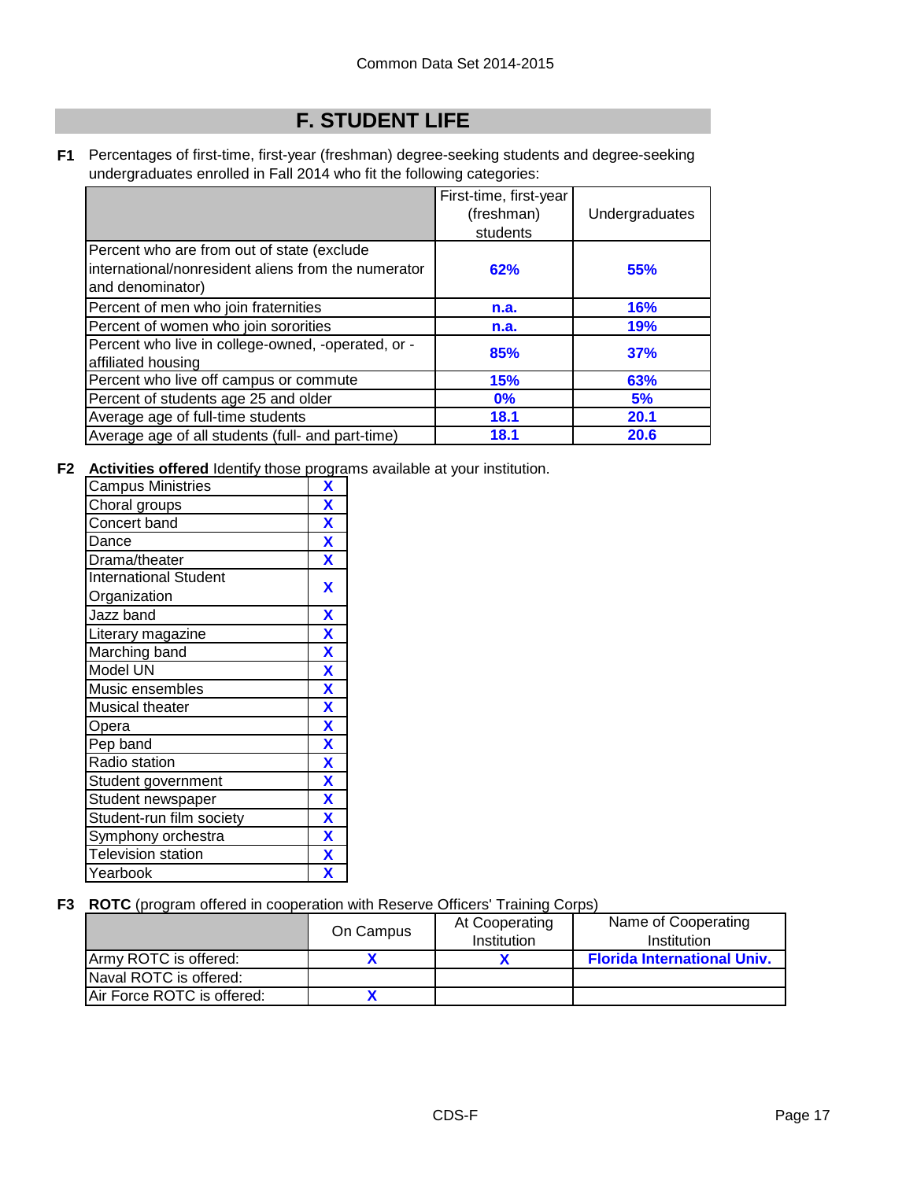# F. STUDENT LIFE

**F1** Percentages of first-time, first-year (freshman) degree-seeking students and degree-seeking undergraduates enrolled in Fall 2014 who fit the following categories:

| | First-time, first-year (freshman) students | Undergraduates |
|---|---|---|
| Percent who are from out of state (exclude international/nonresident aliens from the numerator and denominator) | 62% | 55% |
| Percent of men who join fraternities | n.a. | 16% |
| Percent of women who join sororities | n.a. | 19% |
| Percent who live in college-owned, -operated, or -affiliated housing | 85% | 37% |
| Percent who live off campus or commute | 15% | 63% |
| Percent of students age 25 and older | 0% | 5% |
| Average age of full-time students | 18.1 | 20.1 |
| Average age of all students (full- and part-time) | 18.1 | 20.6 |

**F2** **Activities offered** Identify those programs available at your institution.

| Activity | |
|---|---|
| Campus Ministries | X |
| Choral groups | X |
| Concert band | X |
| Dance | X |
| Drama/theater | X |
| International Student Organization | X |
| Jazz band | X |
| Literary magazine | X |
| Marching band | X |
| Model UN | X |
| Music ensembles | X |
| Musical theater | X |
| Opera | X |
| Pep band | X |
| Radio station | X |
| Student government | X |
| Student newspaper | X |
| Student-run film society | X |
| Symphony orchestra | X |
| Television station | X |
| Yearbook | X |

**F3** **ROTC** (program offered in cooperation with Reserve Officers' Training Corps)

| | On Campus | At Cooperating Institution | Name of Cooperating Institution |
|---|---|---|---|
| Army ROTC is offered: | X | X | Florida International Univ. |
| Naval ROTC is offered: | | | |
| Air Force ROTC is offered: | X | | |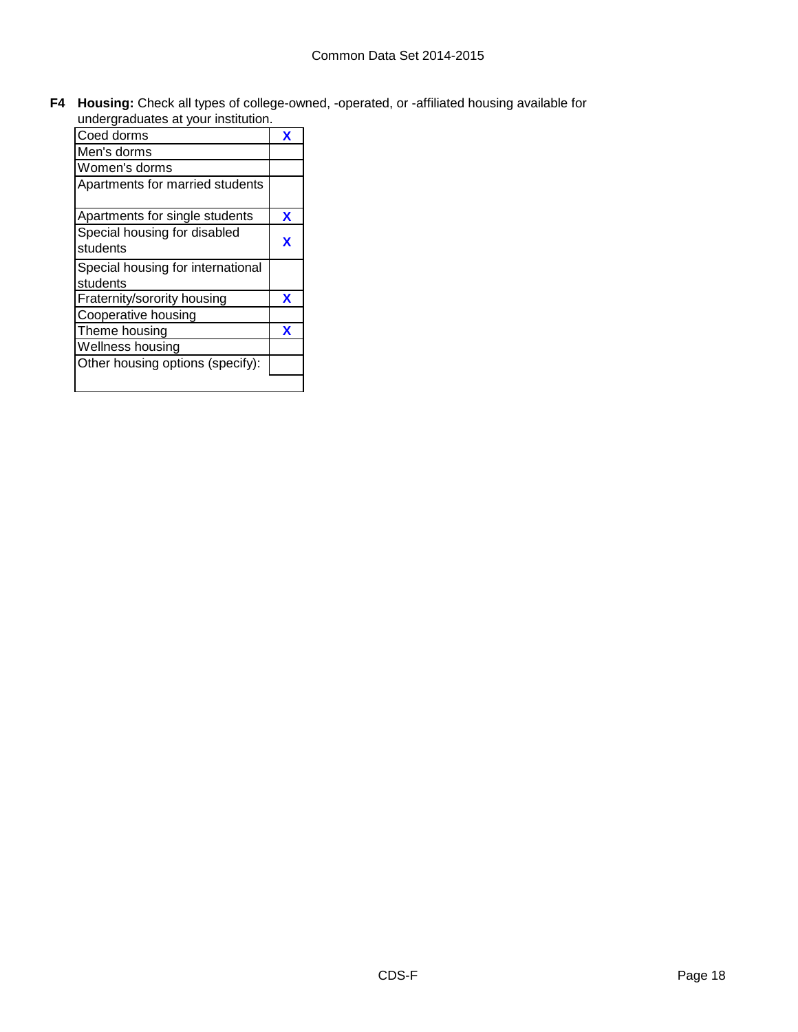**F4** **Housing:** Check all types of college-owned, -operated, or -affiliated housing available for undergraduates at your institution.

| Housing type | |
|---|---|
| Coed dorms | X |
| Men's dorms | |
| Women's dorms | |
| Apartments for married students | |
| Apartments for single students | X |
| Special housing for disabled students | X |
| Special housing for international students | |
| Fraternity/sorority housing | X |
| Cooperative housing | |
| Theme housing | X |
| Wellness housing | |
| Other housing options (specify): | |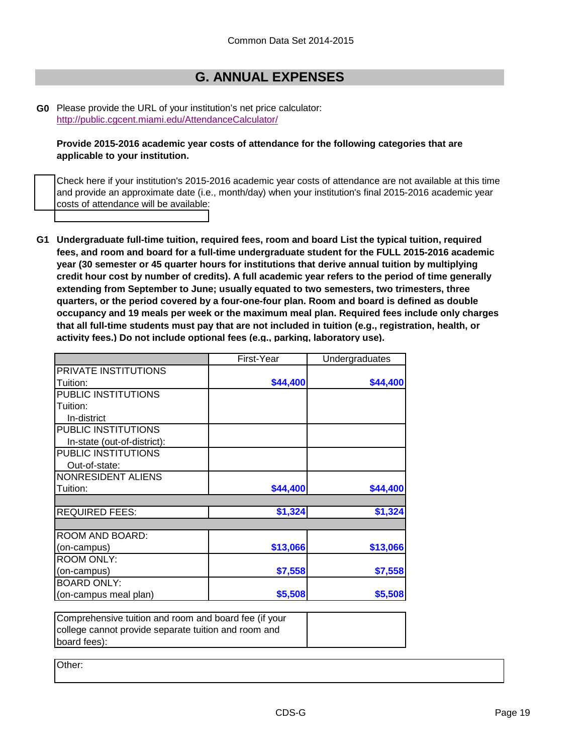## G. ANNUAL EXPENSES

**G0** Please provide the URL of your institution's net price calculator:
http://public.cgcent.miami.edu/AttendanceCalculator/

**Provide 2015-2016 academic year costs of attendance for the following categories that are applicable to your institution.**

☐ Check here if your institution's 2015-2016 academic year costs of attendance are not available at this time and provide an approximate date (i.e., month/day) when your institution's final 2015-2016 academic year costs of attendance will be available:

**G1** **Undergraduate full-time tuition, required fees, room and board List the typical tuition, required fees, and room and board for a full-time undergraduate student for the FULL 2015-2016 academic year (30 semester or 45 quarter hours for institutions that derive annual tuition by multiplying credit hour cost by number of credits). A full academic year refers to the period of time generally extending from September to June; usually equated to two semesters, two trimesters, three quarters, or the period covered by a four-one-four plan. Room and board is defined as double occupancy and 19 meals per week or the maximum meal plan. Required fees include only charges that all full-time students must pay that are not included in tuition (e.g., registration, health, or activity fees.) Do not include optional fees (e.g., parking, laboratory use).**

| | First-Year | Undergraduates |
|---|---|---|
| PRIVATE INSTITUTIONS Tuition: | $44,400 | $44,400 |
| PUBLIC INSTITUTIONS Tuition: In-district | | |
| PUBLIC INSTITUTIONS In-state (out-of-district): | | |
| PUBLIC INSTITUTIONS Out-of-state: | | |
| NONRESIDENT ALIENS Tuition: | $44,400 | $44,400 |
| | | |
| REQUIRED FEES: | $1,324 | $1,324 |
| | | |
| ROOM AND BOARD: (on-campus) | $13,066 | $13,066 |
| ROOM ONLY: (on-campus) | $7,558 | $7,558 |
| BOARD ONLY: (on-campus meal plan) | $5,508 | $5,508 |

| Comprehensive tuition and room and board fee (if your college cannot provide separate tuition and room and board fees): | |
|---|---|

Other: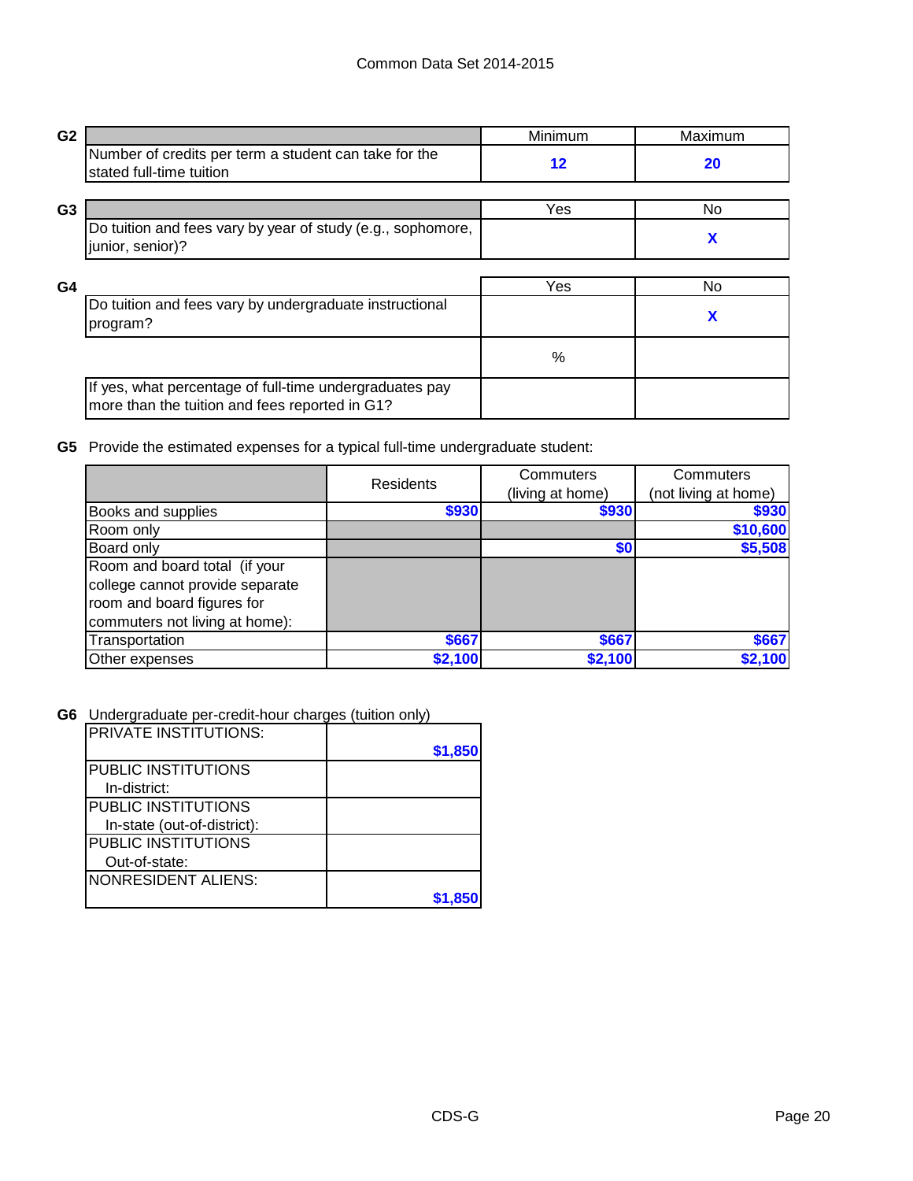Common Data Set 2014-2015

**G2**

| | Minimum | Maximum |
|---|---|---|
| Number of credits per term a student can take for the stated full-time tuition | 12 | 20 |

**G3**

| | Yes | No |
|---|---|---|
| Do tuition and fees vary by year of study (e.g., sophomore, junior, senior)? | | X |

**G4**

| | Yes | No |
|---|---|---|
| Do tuition and fees vary by undergraduate instructional program? | | X |
| | % | |
| If yes, what percentage of full-time undergraduates pay more than the tuition and fees reported in G1? | | |

**G5** Provide the estimated expenses for a typical full-time undergraduate student:

| | Residents | Commuters (living at home) | Commuters (not living at home) |
|---|---|---|---|
| Books and supplies | $930 | $930 | $930 |
| Room only | | | $10,600 |
| Board only | | $0 | $5,508 |
| Room and board total (if your college cannot provide separate room and board figures for commuters not living at home): | | | |
| Transportation | $667 | $667 | $667 |
| Other expenses | $2,100 | $2,100 | $2,100 |

**G6** Undergraduate per-credit-hour charges (tuition only)

| | |
|---|---|
| PRIVATE INSTITUTIONS: | $1,850 |
| PUBLIC INSTITUTIONS In-district: | |
| PUBLIC INSTITUTIONS In-state (out-of-district): | |
| PUBLIC INSTITUTIONS Out-of-state: | |
| NONRESIDENT ALIENS: | $1,850 |

CDS-G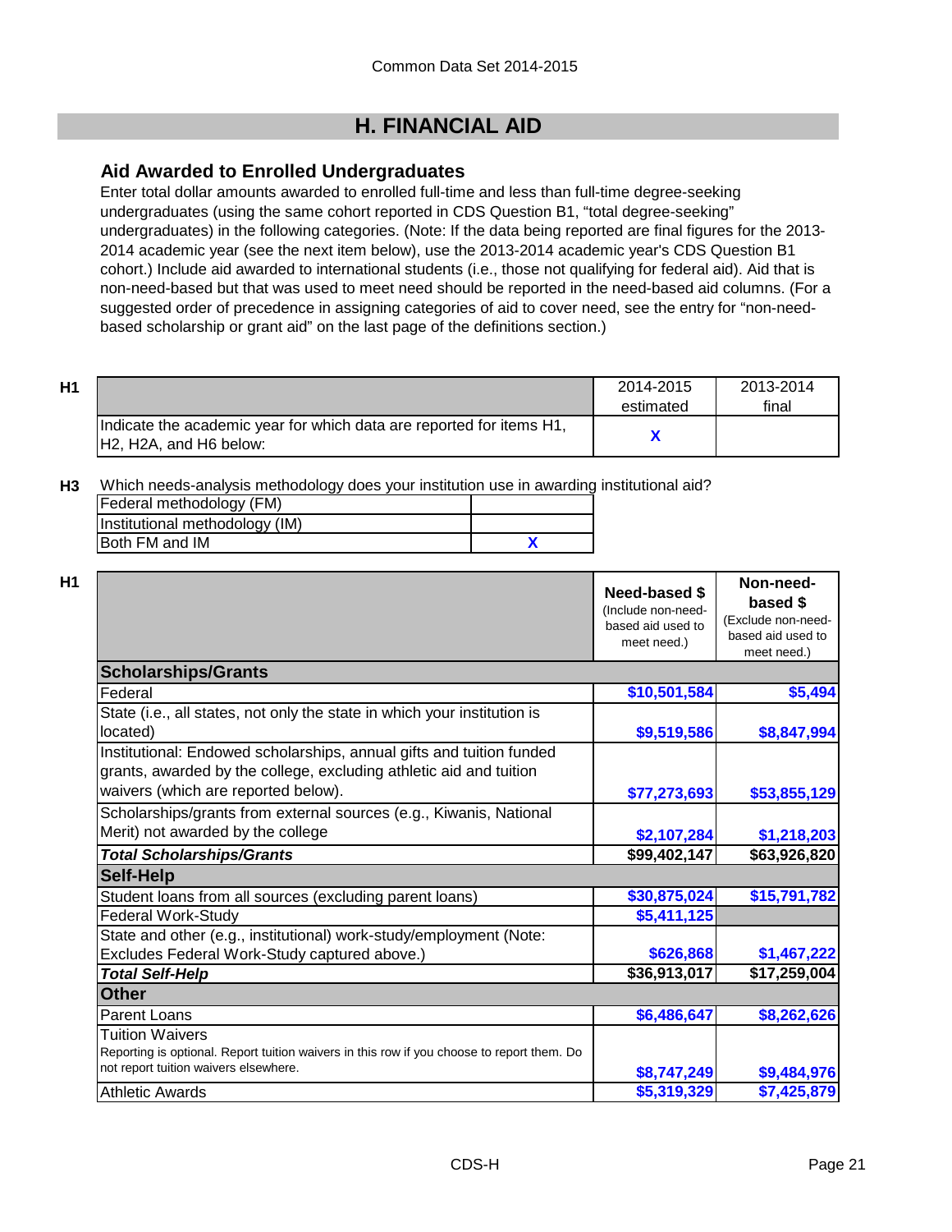Common Data Set 2014-2015

## H. FINANCIAL AID

### Aid Awarded to Enrolled Undergraduates

Enter total dollar amounts awarded to enrolled full-time and less than full-time degree-seeking undergraduates (using the same cohort reported in CDS Question B1, "total degree-seeking" undergraduates) in the following categories. (Note: If the data being reported are final figures for the 2013-2014 academic year (see the next item below), use the 2013-2014 academic year's CDS Question B1 cohort.) Include aid awarded to international students (i.e., those not qualifying for federal aid). Aid that is non-need-based but that was used to meet need should be reported in the need-based aid columns. (For a suggested order of precedence in assigning categories of aid to cover need, see the entry for "non-need-based scholarship or grant aid" on the last page of the definitions section.)

**H1**

| | 2014-2015 estimated | 2013-2014 final |
|---|---|---|
| Indicate the academic year for which data are reported for items H1, H2, H2A, and H6 below: | X | |

**H3** Which needs-analysis methodology does your institution use in awarding institutional aid?

| | |
|---|---|
| Federal methodology (FM) | |
| Institutional methodology (IM) | |
| Both FM and IM | X |

**H1**

| | Need-based $ (Include non-need-based aid used to meet need.) | Non-need-based $ (Exclude non-need-based aid used to meet need.) |
|---|---|---|
| **Scholarships/Grants** | | |
| Federal | $10,501,584 | $5,494 |
| State (i.e., all states, not only the state in which your institution is located) | $9,519,586 | $8,847,994 |
| Institutional: Endowed scholarships, annual gifts and tuition funded grants, awarded by the college, excluding athletic aid and tuition waivers (which are reported below). | $77,273,693 | $53,855,129 |
| Scholarships/grants from external sources (e.g., Kiwanis, National Merit) not awarded by the college | $2,107,284 | $1,218,203 |
| ***Total Scholarships/Grants*** | $99,402,147 | $63,926,820 |
| **Self-Help** | | |
| Student loans from all sources (excluding parent loans) | $30,875,024 | $15,791,782 |
| Federal Work-Study | $5,411,125 | |
| State and other (e.g., institutional) work-study/employment (Note: Excludes Federal Work-Study captured above.) | $626,868 | $1,467,222 |
| ***Total Self-Help*** | $36,913,017 | $17,259,004 |
| **Other** | | |
| Parent Loans | $6,486,647 | $8,262,626 |
| Tuition Waivers<br>Reporting is optional. Report tuition waivers in this row if you choose to report them. Do not report tuition waivers elsewhere. | $8,747,249 | $9,484,976 |
| Athletic Awards | $5,319,329 | $7,425,879 |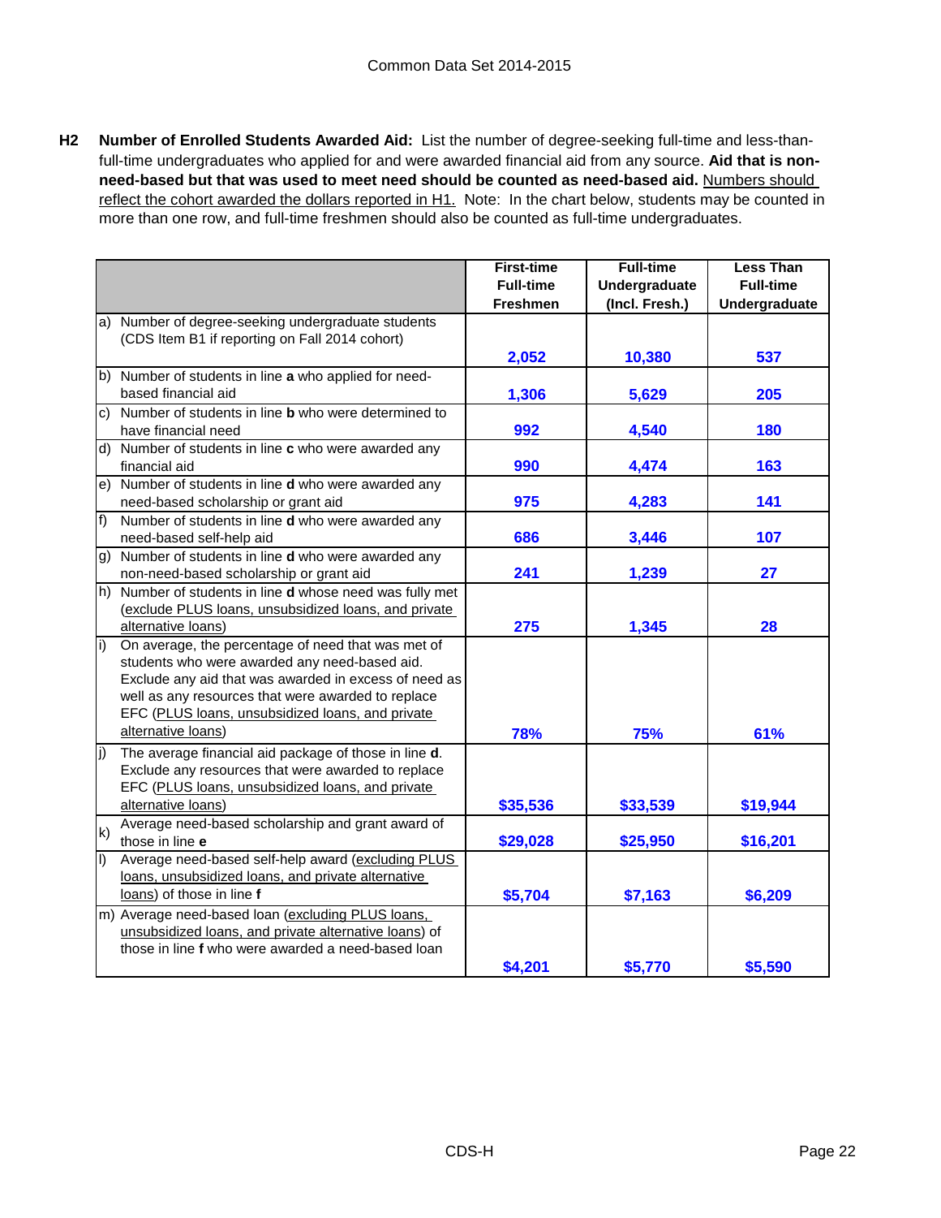Common Data Set 2014-2015

**H2 Number of Enrolled Students Awarded Aid:** List the number of degree-seeking full-time and less-than-full-time undergraduates who applied for and were awarded financial aid from any source. **Aid that is non-need-based but that was used to meet need should be counted as need-based aid.** Numbers should reflect the cohort awarded the dollars reported in H1. Note: In the chart below, students may be counted in more than one row, and full-time freshmen should also be counted as full-time undergraduates.

| | First-time Full-time Freshmen | Full-time Undergraduate (Incl. Fresh.) | Less Than Full-time Undergraduate |
|---|---|---|---|
| a) Number of degree-seeking undergraduate students (CDS Item B1 if reporting on Fall 2014 cohort) | 2,052 | 10,380 | 537 |
| b) Number of students in line **a** who applied for need-based financial aid | 1,306 | 5,629 | 205 |
| c) Number of students in line **b** who were determined to have financial need | 992 | 4,540 | 180 |
| d) Number of students in line **c** who were awarded any financial aid | 990 | 4,474 | 163 |
| e) Number of students in line **d** who were awarded any need-based scholarship or grant aid | 975 | 4,283 | 141 |
| f) Number of students in line **d** who were awarded any need-based self-help aid | 686 | 3,446 | 107 |
| g) Number of students in line **d** who were awarded any non-need-based scholarship or grant aid | 241 | 1,239 | 27 |
| h) Number of students in line **d** whose need was fully met (exclude PLUS loans, unsubsidized loans, and private alternative loans) | 275 | 1,345 | 28 |
| i) On average, the percentage of need that was met of students who were awarded any need-based aid. Exclude any aid that was awarded in excess of need as well as any resources that were awarded to replace EFC (PLUS loans, unsubsidized loans, and private alternative loans) | 78% | 75% | 61% |
| j) The average financial aid package of those in line **d**. Exclude any resources that were awarded to replace EFC (PLUS loans, unsubsidized loans, and private alternative loans) | $35,536 | $33,539 | $19,944 |
| k) Average need-based scholarship and grant award of those in line **e** | $29,028 | $25,950 | $16,201 |
| l) Average need-based self-help award (excluding PLUS loans, unsubsidized loans, and private alternative loans) of those in line **f** | $5,704 | $7,163 | $6,209 |
| m) Average need-based loan (excluding PLUS loans, unsubsidized loans, and private alternative loans) of those in line **f** who were awarded a need-based loan | $4,201 | $5,770 | $5,590 |

CDS-H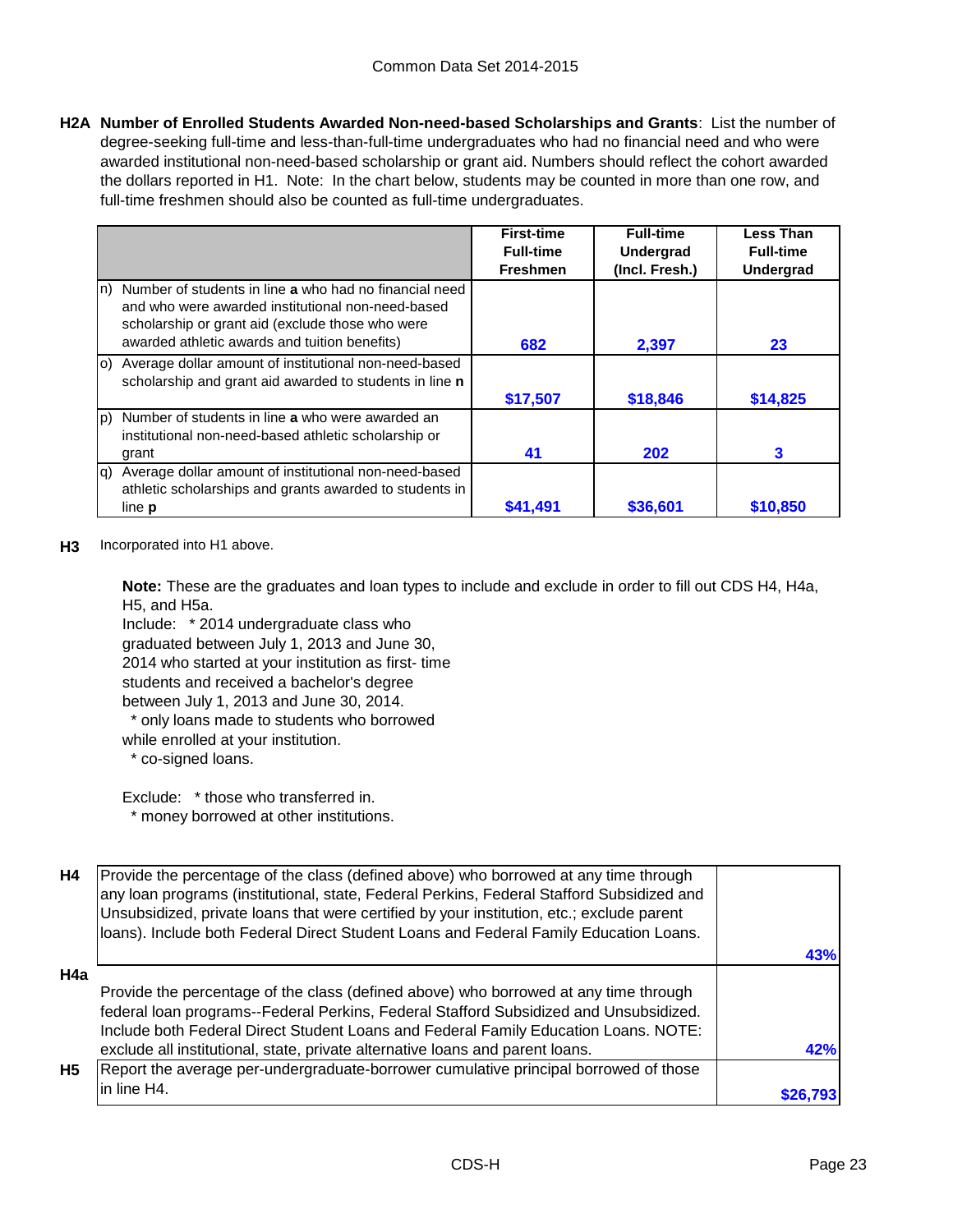**H2A Number of Enrolled Students Awarded Non-need-based Scholarships and Grants**: List the number of degree-seeking full-time and less-than-full-time undergraduates who had no financial need and who were awarded institutional non-need-based scholarship or grant aid. Numbers should reflect the cohort awarded the dollars reported in H1. Note: In the chart below, students may be counted in more than one row, and full-time freshmen should also be counted as full-time undergraduates.

| | First-time Full-time Freshmen | Full-time Undergrad (Incl. Fresh.) | Less Than Full-time Undergrad |
|---|---|---|---|
| n) Number of students in line **a** who had no financial need and who were awarded institutional non-need-based scholarship or grant aid (exclude those who were awarded athletic awards and tuition benefits) | 682 | 2,397 | 23 |
| o) Average dollar amount of institutional non-need-based scholarship and grant aid awarded to students in line **n** | $17,507 | $18,846 | $14,825 |
| p) Number of students in line **a** who were awarded an institutional non-need-based athletic scholarship or grant | 41 | 202 | 3 |
| q) Average dollar amount of institutional non-need-based athletic scholarships and grants awarded to students in line **p** | $41,491 | $36,601 | $10,850 |

**H3** Incorporated into H1 above.

**Note:** These are the graduates and loan types to include and exclude in order to fill out CDS H4, H4a, H5, and H5a.

Include: * 2014 undergraduate class who graduated between July 1, 2013 and June 30, 2014 who started at your institution as first- time students and received a bachelor's degree between July 1, 2013 and June 30, 2014.
* only loans made to students who borrowed while enrolled at your institution.
* co-signed loans.

Exclude: * those who transferred in.
* money borrowed at other institutions.

| | | |
|---|---|---|
| **H4** | Provide the percentage of the class (defined above) who borrowed at any time through any loan programs (institutional, state, Federal Perkins, Federal Stafford Subsidized and Unsubsidized, private loans that were certified by your institution, etc.; exclude parent loans). Include both Federal Direct Student Loans and Federal Family Education Loans. | 43% |
| **H4a** | Provide the percentage of the class (defined above) who borrowed at any time through federal loan programs--Federal Perkins, Federal Stafford Subsidized and Unsubsidized. Include both Federal Direct Student Loans and Federal Family Education Loans. NOTE: exclude all institutional, state, private alternative loans and parent loans. | 42% |
| **H5** | Report the average per-undergraduate-borrower cumulative principal borrowed of those in line H4. | $26,793 |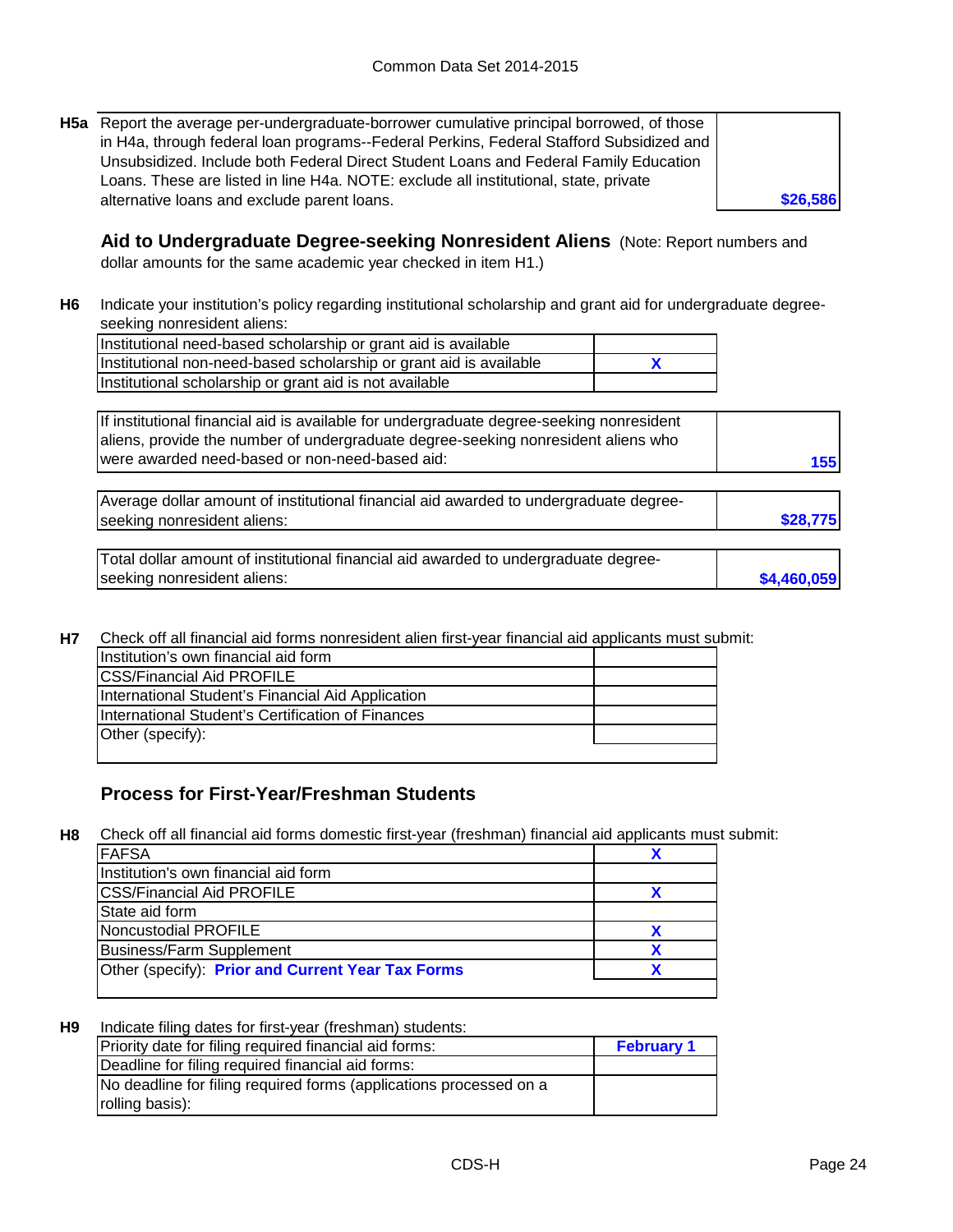**H5a** Report the average per-undergraduate-borrower cumulative principal borrowed, of those in H4a, through federal loan programs--Federal Perkins, Federal Stafford Subsidized and Unsubsidized. Include both Federal Direct Student Loans and Federal Family Education Loans. These are listed in line H4a. NOTE: exclude all institutional, state, private alternative loans and exclude parent loans.

| | |
|---|---|
| Average per-undergraduate-borrower cumulative principal borrowed | **$26,586** |

### Aid to Undergraduate Degree-seeking Nonresident Aliens

(Note: Report numbers and dollar amounts for the same academic year checked in item H1.)

**H6** Indicate your institution's policy regarding institutional scholarship and grant aid for undergraduate degree-seeking nonresident aliens:

| Policy | |
|---|---|
| Institutional need-based scholarship or grant aid is available | |
| Institutional non-need-based scholarship or grant aid is available | **X** |
| Institutional scholarship or grant aid is not available | |

| | |
|---|---|
| If institutional financial aid is available for undergraduate degree-seeking nonresident aliens, provide the number of undergraduate degree-seeking nonresident aliens who were awarded need-based or non-need-based aid: | **155** |
| Average dollar amount of institutional financial aid awarded to undergraduate degree-seeking nonresident aliens: | **$28,775** |
| Total dollar amount of institutional financial aid awarded to undergraduate degree-seeking nonresident aliens: | **$4,460,059** |

**H7** Check off all financial aid forms nonresident alien first-year financial aid applicants must submit:

| Form | |
|---|---|
| Institution's own financial aid form | |
| CSS/Financial Aid PROFILE | |
| International Student's Financial Aid Application | |
| International Student's Certification of Finances | |
| Other (specify): | |

### Process for First-Year/Freshman Students

**H8** Check off all financial aid forms domestic first-year (freshman) financial aid applicants must submit:

| Form | |
|---|---|
| FAFSA | **X** |
| Institution's own financial aid form | |
| CSS/Financial Aid PROFILE | **X** |
| State aid form | |
| Noncustodial PROFILE | **X** |
| Business/Farm Supplement | **X** |
| Other (specify): **Prior and Current Year Tax Forms** | **X** |

**H9** Indicate filing dates for first-year (freshman) students:

| | |
|---|---|
| Priority date for filing required financial aid forms: | **February 1** |
| Deadline for filing required financial aid forms: | |
| No deadline for filing required forms (applications processed on a rolling basis): | |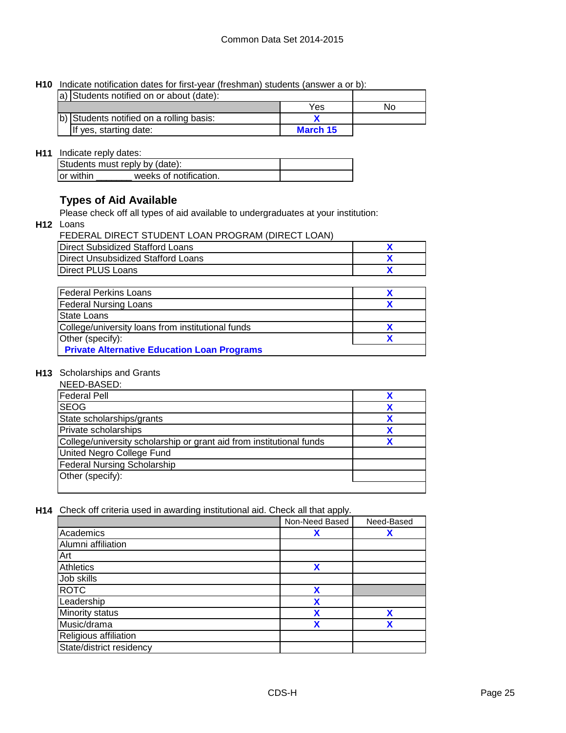**H10** Indicate notification dates for first-year (freshman) students (answer a or b):

| | | |
|---|---|---|
| a) Students notified on or about (date): | | |
| | Yes | No |
| b) Students notified on a rolling basis: | X | |
| If yes, starting date: | March 15 | |

**H11** Indicate reply dates:

| | |
|---|---|
| Students must reply by (date): | |
| or within _______ weeks of notification. | |

## Types of Aid Available

Please check off all types of aid available to undergraduates at your institution:

**H12** Loans

FEDERAL DIRECT STUDENT LOAN PROGRAM (DIRECT LOAN)

| | |
|---|---|
| Direct Subsidized Stafford Loans | X |
| Direct Unsubsidized Stafford Loans | X |
| Direct PLUS Loans | X |

| | |
|---|---|
| Federal Perkins Loans | X |
| Federal Nursing Loans | X |
| State Loans | |
| College/university loans from institutional funds | X |
| Other (specify): | X |
| **Private Alternative Education Loan Programs** | |

**H13** Scholarships and Grants

NEED-BASED:

| | |
|---|---|
| Federal Pell | X |
| SEOG | X |
| State scholarships/grants | X |
| Private scholarships | X |
| College/university scholarship or grant aid from institutional funds | X |
| United Negro College Fund | |
| Federal Nursing Scholarship | |
| Other (specify): | |

**H14** Check off criteria used in awarding institutional aid. Check all that apply.

| | Non-Need Based | Need-Based |
|---|---|---|
| Academics | X | X |
| Alumni affiliation | | |
| Art | | |
| Athletics | X | |
| Job skills | | |
| ROTC | X | |
| Leadership | X | |
| Minority status | X | X |
| Music/drama | X | X |
| Religious affiliation | | |
| State/district residency | | |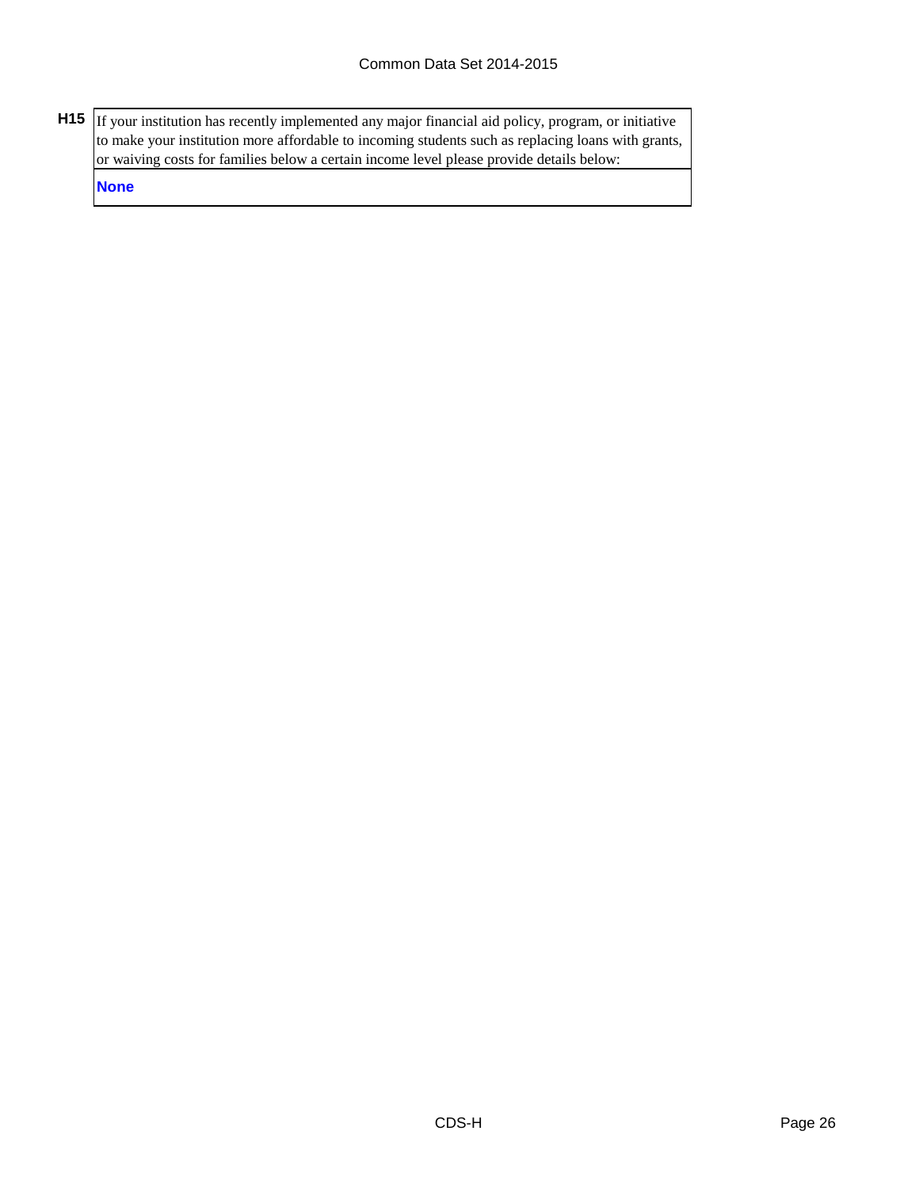**H15** If your institution has recently implemented any major financial aid policy, program, or initiative to make your institution more affordable to incoming students such as replacing loans with grants, or waiving costs for families below a certain income level please provide details below:

**None**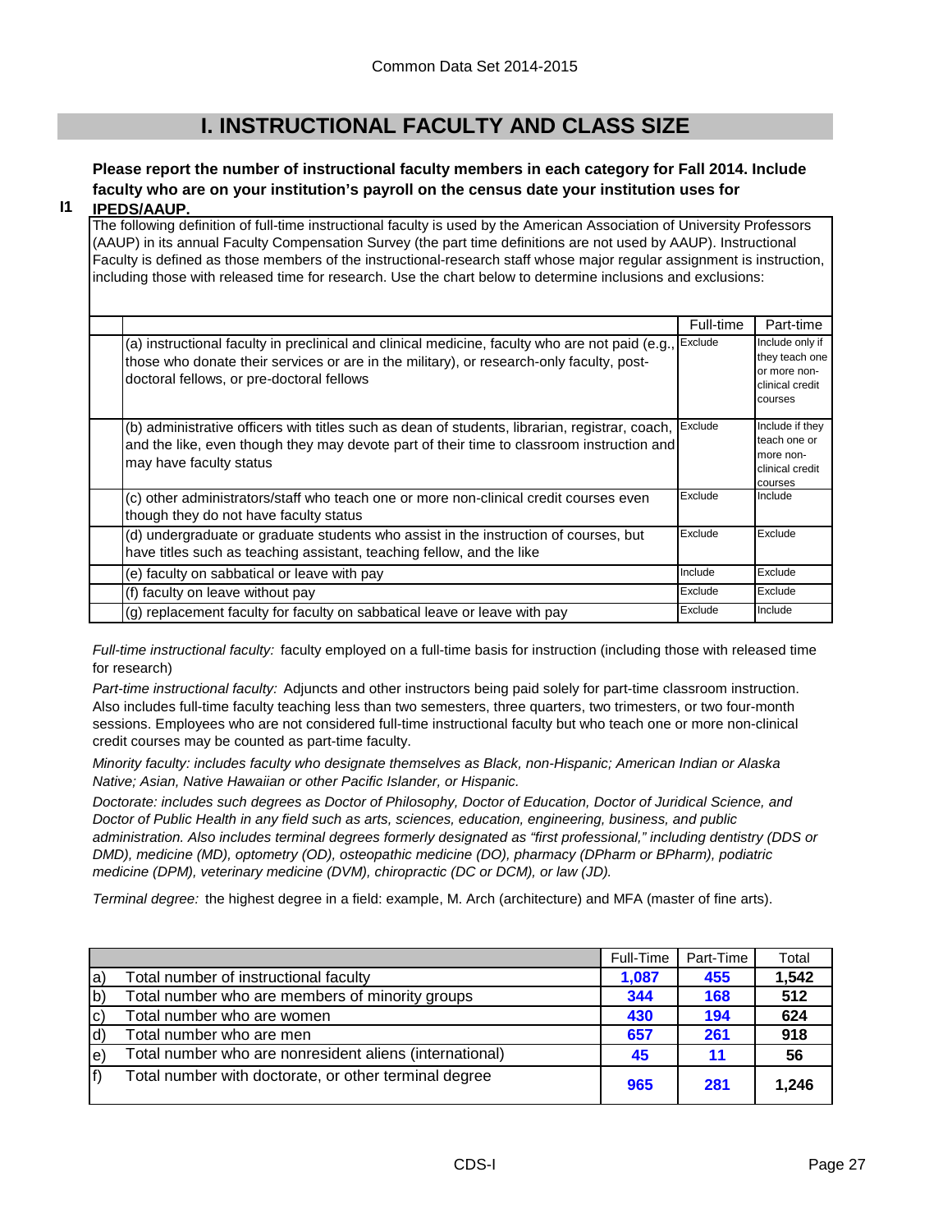# I. INSTRUCTIONAL FACULTY AND CLASS SIZE

**I1** **Please report the number of instructional faculty members in each category for Fall 2014. Include faculty who are on your institution's payroll on the census date your institution uses for IPEDS/AAUP.**

The following definition of full-time instructional faculty is used by the American Association of University Professors (AAUP) in its annual Faculty Compensation Survey (the part time definitions are not used by AAUP). Instructional Faculty is defined as those members of the instructional-research staff whose major regular assignment is instruction, including those with released time for research. Use the chart below to determine inclusions and exclusions:

| | Full-time | Part-time |
|---|---|---|
| (a) instructional faculty in preclinical and clinical medicine, faculty who are not paid (e.g., those who donate their services or are in the military), or research-only faculty, post-doctoral fellows, or pre-doctoral fellows | Exclude | Include only if they teach one or more non-clinical credit courses |
| (b) administrative officers with titles such as dean of students, librarian, registrar, coach, and the like, even though they may devote part of their time to classroom instruction and may have faculty status | Exclude | Include if they teach one or more non-clinical credit courses |
| (c) other administrators/staff who teach one or more non-clinical credit courses even though they do not have faculty status | Exclude | Include |
| (d) undergraduate or graduate students who assist in the instruction of courses, but have titles such as teaching assistant, teaching fellow, and the like | Exclude | Exclude |
| (e) faculty on sabbatical or leave with pay | Include | Exclude |
| (f) faculty on leave without pay | Exclude | Exclude |
| (g) replacement faculty for faculty on sabbatical leave or leave with pay | Exclude | Include |

*Full-time instructional faculty:* faculty employed on a full-time basis for instruction (including those with released time for research)

*Part-time instructional faculty:* Adjuncts and other instructors being paid solely for part-time classroom instruction. Also includes full-time faculty teaching less than two semesters, three quarters, two trimesters, or two four-month sessions. Employees who are not considered full-time instructional faculty but who teach one or more non-clinical credit courses may be counted as part-time faculty.

*Minority faculty: includes faculty who designate themselves as Black, non-Hispanic; American Indian or Alaska Native; Asian, Native Hawaiian or other Pacific Islander, or Hispanic.*

*Doctorate: includes such degrees as Doctor of Philosophy, Doctor of Education, Doctor of Juridical Science, and Doctor of Public Health in any field such as arts, sciences, education, engineering, business, and public administration. Also includes terminal degrees formerly designated as "first professional," including dentistry (DDS or DMD), medicine (MD), optometry (OD), osteopathic medicine (DO), pharmacy (DPharm or BPharm), podiatric medicine (DPM), veterinary medicine (DVM), chiropractic (DC or DCM), or law (JD).*

*Terminal degree:* the highest degree in a field: example, M. Arch (architecture) and MFA (master of fine arts).

| | | Full-Time | Part-Time | Total |
|---|---|---|---|---|
| a) | Total number of instructional faculty | 1,087 | 455 | 1,542 |
| b) | Total number who are members of minority groups | 344 | 168 | 512 |
| c) | Total number who are women | 430 | 194 | 624 |
| d) | Total number who are men | 657 | 261 | 918 |
| e) | Total number who are nonresident aliens (international) | 45 | 11 | 56 |
| f) | Total number with doctorate, or other terminal degree | 965 | 281 | 1,246 |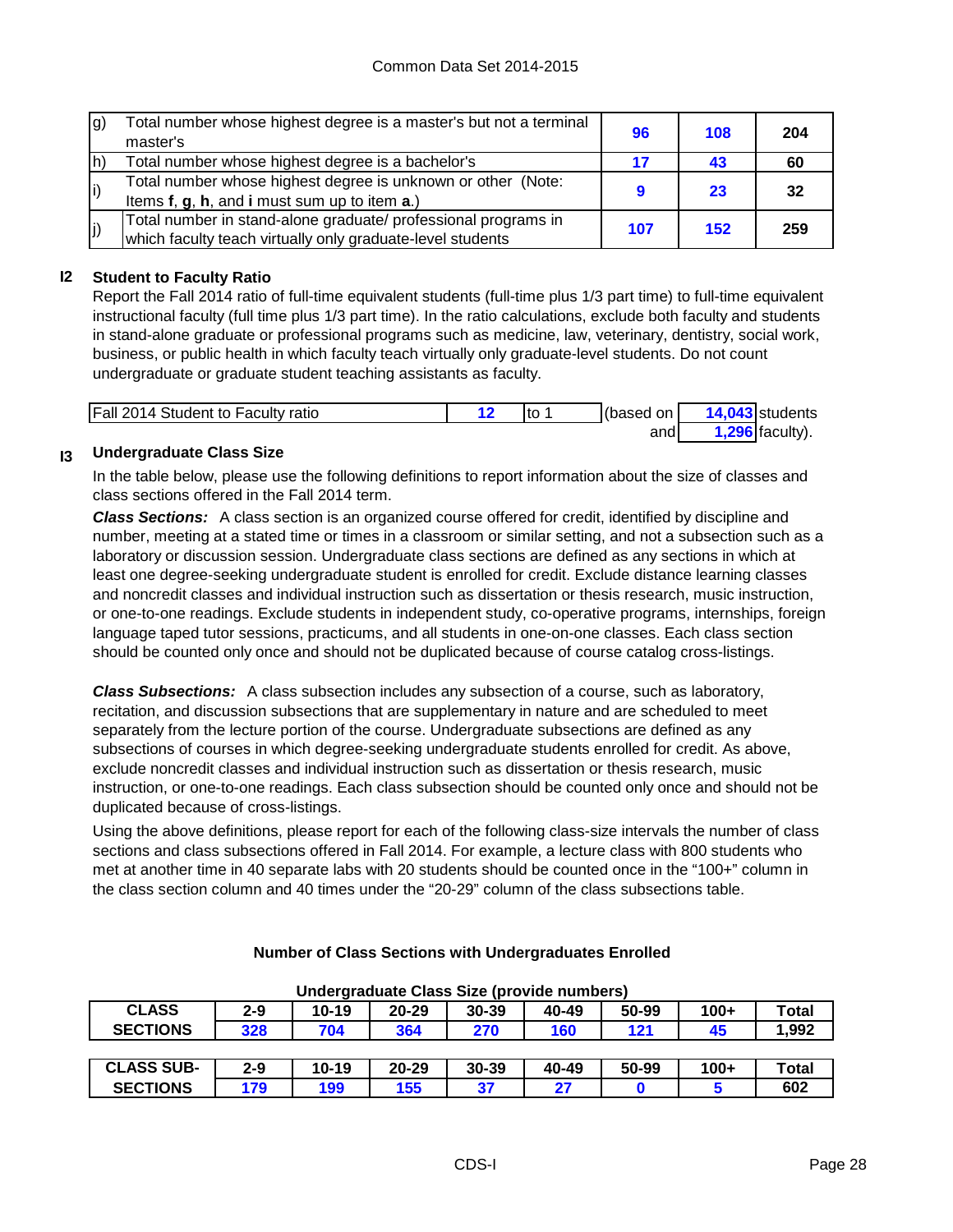| | | | | |
|---|---|---|---|---|
| g) | Total number whose highest degree is a master's but not a terminal master's | 96 | 108 | 204 |
| h) | Total number whose highest degree is a bachelor's | 17 | 43 | 60 |
| i) | Total number whose highest degree is unknown or other (Note: Items **f**, **g**, **h**, and **i** must sum up to item **a**.) | 9 | 23 | 32 |
| j) | Total number in stand-alone graduate/ professional programs in which faculty teach virtually only graduate-level students | 107 | 152 | 259 |

## I2 Student to Faculty Ratio

Report the Fall 2014 ratio of full-time equivalent students (full-time plus 1/3 part time) to full-time equivalent instructional faculty (full time plus 1/3 part time). In the ratio calculations, exclude both faculty and students in stand-alone graduate or professional programs such as medicine, law, veterinary, dentistry, social work, business, or public health in which faculty teach virtually only graduate-level students. Do not count undergraduate or graduate student teaching assistants as faculty.

| | | | | | |
|---|---|---|---|---|---|
| Fall 2014 Student to Faculty ratio | 12 | to 1 | (based on | 14,043 | students |
| | | | and | 1,296 | faculty). |

## I3 Undergraduate Class Size

In the table below, please use the following definitions to report information about the size of classes and class sections offered in the Fall 2014 term.

***Class Sections:*** A class section is an organized course offered for credit, identified by discipline and number, meeting at a stated time or times in a classroom or similar setting, and not a subsection such as a laboratory or discussion session. Undergraduate class sections are defined as any sections in which at least one degree-seeking undergraduate student is enrolled for credit. Exclude distance learning classes and noncredit classes and individual instruction such as dissertation or thesis research, music instruction, or one-to-one readings. Exclude students in independent study, co-operative programs, internships, foreign language taped tutor sessions, practicums, and all students in one-on-one classes. Each class section should be counted only once and should not be duplicated because of course catalog cross-listings.

***Class Subsections:*** A class subsection includes any subsection of a course, such as laboratory, recitation, and discussion subsections that are supplementary in nature and are scheduled to meet separately from the lecture portion of the course. Undergraduate subsections are defined as any subsections of courses in which degree-seeking undergraduate students enrolled for credit. As above, exclude noncredit classes and individual instruction such as dissertation or thesis research, music instruction, or one-to-one readings. Each class subsection should be counted only once and should not be duplicated because of cross-listings.

Using the above definitions, please report for each of the following class-size intervals the number of class sections and class subsections offered in Fall 2014. For example, a lecture class with 800 students who met at another time in 40 separate labs with 20 students should be counted once in the "100+" column in the class section column and 40 times under the "20-29" column of the class subsections table.

**Number of Class Sections with Undergraduates Enrolled**

**Undergraduate Class Size (provide numbers)**

| CLASS SECTIONS | 2-9 | 10-19 | 20-29 | 30-39 | 40-49 | 50-99 | 100+ | Total |
|---|---|---|---|---|---|---|---|---|
| | 328 | 704 | 364 | 270 | 160 | 121 | 45 | 1,992 |

| CLASS SUB-SECTIONS | 2-9 | 10-19 | 20-29 | 30-39 | 40-49 | 50-99 | 100+ | Total |
|---|---|---|---|---|---|---|---|---|
| | 179 | 199 | 155 | 37 | 27 | 0 | 5 | 602 |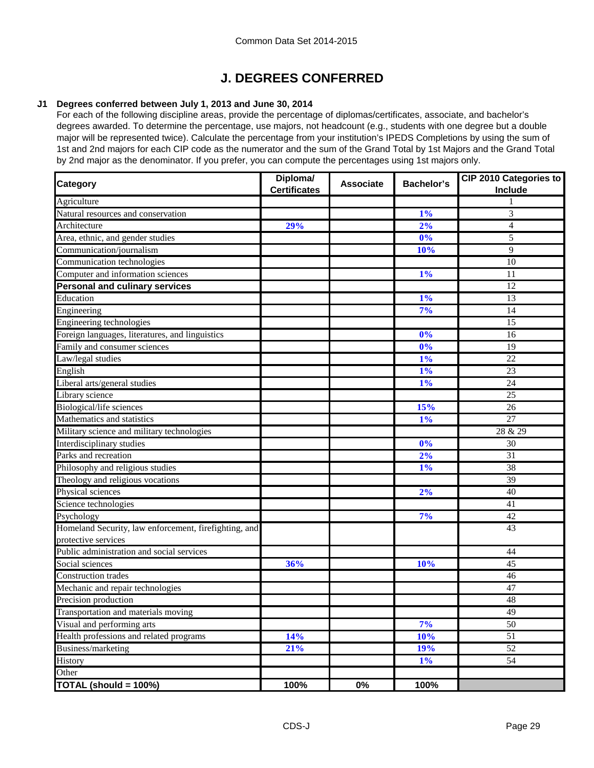# J. DEGREES CONFERRED

**J1 Degrees conferred between July 1, 2013 and June 30, 2014**

For each of the following discipline areas, provide the percentage of diplomas/certificates, associate, and bachelor's degrees awarded. To determine the percentage, use majors, not headcount (e.g., students with one degree but a double major will be represented twice). Calculate the percentage from your institution's IPEDS Completions by using the sum of 1st and 2nd majors for each CIP code as the numerator and the sum of the Grand Total by 1st Majors and the Grand Total by 2nd major as the denominator. If you prefer, you can compute the percentages using 1st majors only.

| Category | Diploma/ Certificates | Associate | Bachelor's | CIP 2010 Categories to Include |
|---|---|---|---|---|
| Agriculture | | | | 1 |
| Natural resources and conservation | | | 1% | 3 |
| Architecture | 29% | | 2% | 4 |
| Area, ethnic, and gender studies | | | 0% | 5 |
| Communication/journalism | | | 10% | 9 |
| Communication technologies | | | | 10 |
| Computer and information sciences | | | 1% | 11 |
| **Personal and culinary services** | | | | 12 |
| Education | | | 1% | 13 |
| Engineering | | | 7% | 14 |
| Engineering technologies | | | | 15 |
| Foreign languages, literatures, and linguistics | | | 0% | 16 |
| Family and consumer sciences | | | 0% | 19 |
| Law/legal studies | | | 1% | 22 |
| English | | | 1% | 23 |
| Liberal arts/general studies | | | 1% | 24 |
| Library science | | | | 25 |
| Biological/life sciences | | | 15% | 26 |
| Mathematics and statistics | | | 1% | 27 |
| Military science and military technologies | | | | 28 & 29 |
| Interdisciplinary studies | | | 0% | 30 |
| Parks and recreation | | | 2% | 31 |
| Philosophy and religious studies | | | 1% | 38 |
| Theology and religious vocations | | | | 39 |
| Physical sciences | | | 2% | 40 |
| Science technologies | | | | 41 |
| Psychology | | | 7% | 42 |
| Homeland Security, law enforcement, firefighting, and protective services | | | | 43 |
| Public administration and social services | | | | 44 |
| Social sciences | 36% | | 10% | 45 |
| Construction trades | | | | 46 |
| Mechanic and repair technologies | | | | 47 |
| Precision production | | | | 48 |
| Transportation and materials moving | | | | 49 |
| Visual and performing arts | | | 7% | 50 |
| Health professions and related programs | 14% | | 10% | 51 |
| Business/marketing | 21% | | 19% | 52 |
| History | | | 1% | 54 |
| Other | | | | |
| **TOTAL (should = 100%)** | **100%** | **0%** | **100%** | |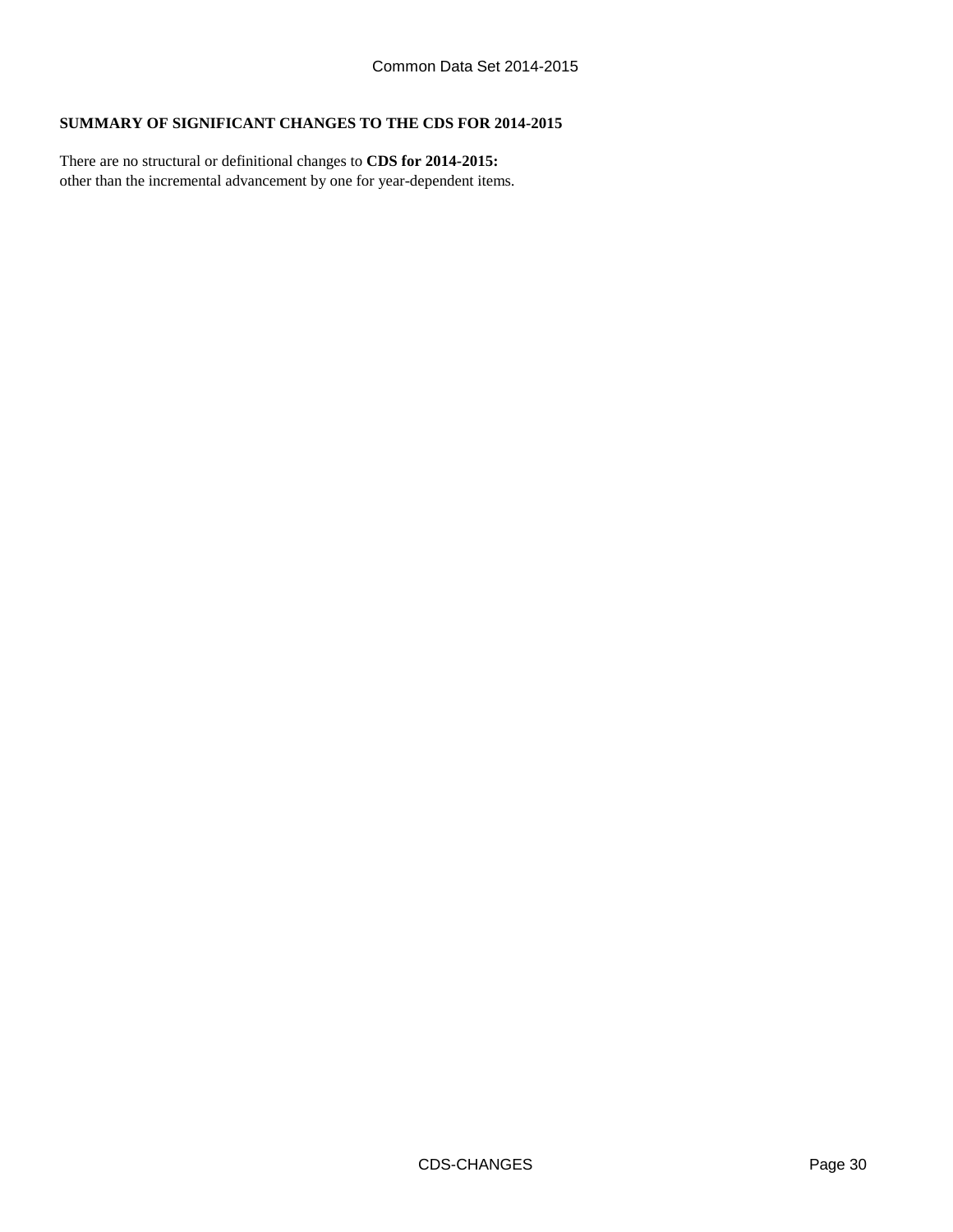**SUMMARY OF SIGNIFICANT CHANGES TO THE CDS FOR 2014-2015**

There are no structural or definitional changes to **CDS for 2014-2015:**
other than the incremental advancement by one for year-dependent items.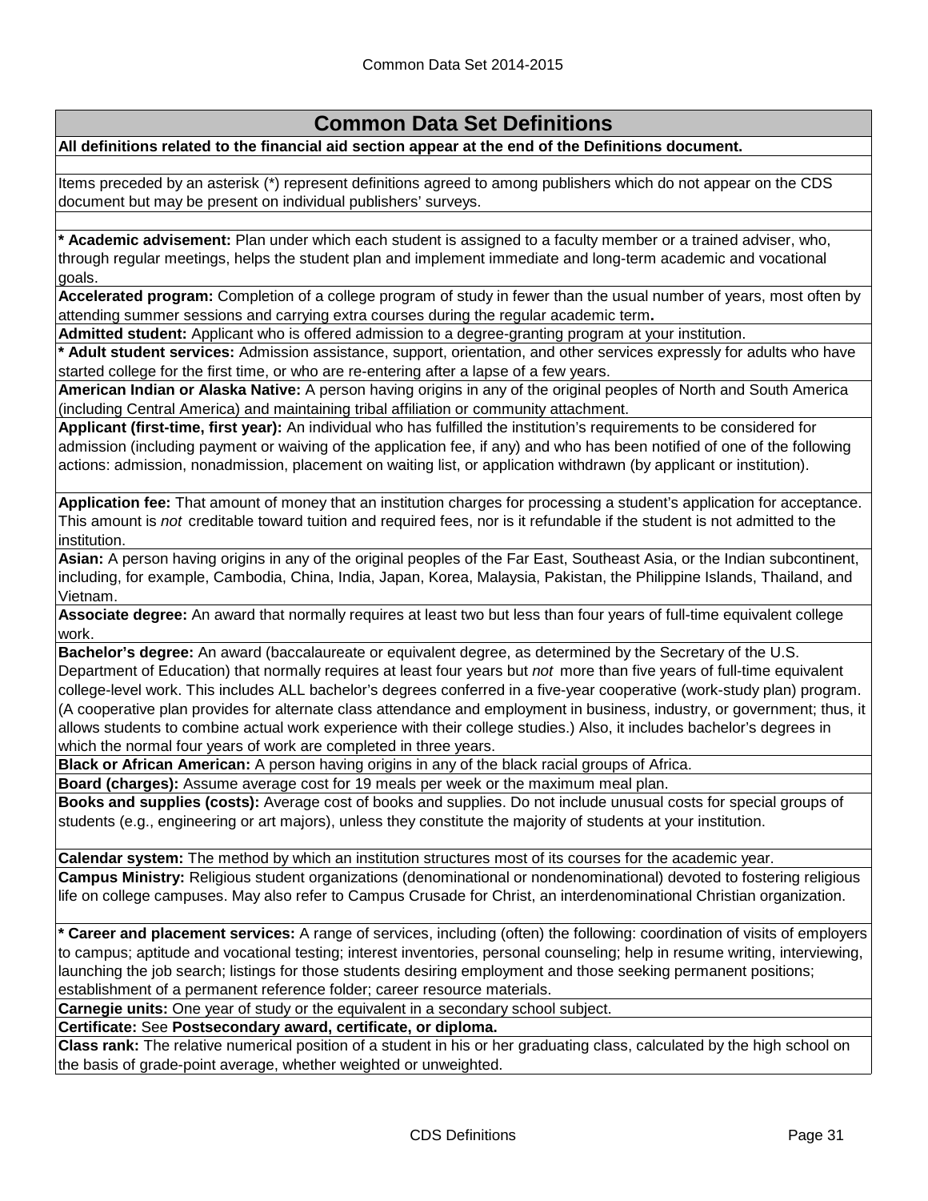# Common Data Set Definitions

**All definitions related to the financial aid section appear at the end of the Definitions document.**

Items preceded by an asterisk (*) represent definitions agreed to among publishers which do not appear on the CDS document but may be present on individual publishers' surveys.

**\* Academic advisement:** Plan under which each student is assigned to a faculty member or a trained adviser, who, through regular meetings, helps the student plan and implement immediate and long-term academic and vocational goals.

**Accelerated program:** Completion of a college program of study in fewer than the usual number of years, most often by attending summer sessions and carrying extra courses during the regular academic term**.**

**Admitted student:** Applicant who is offered admission to a degree-granting program at your institution.

**\* Adult student services:** Admission assistance, support, orientation, and other services expressly for adults who have started college for the first time, or who are re-entering after a lapse of a few years.

**American Indian or Alaska Native:** A person having origins in any of the original peoples of North and South America (including Central America) and maintaining tribal affiliation or community attachment.

**Applicant (first-time, first year):** An individual who has fulfilled the institution's requirements to be considered for admission (including payment or waiving of the application fee, if any) and who has been notified of one of the following actions: admission, nonadmission, placement on waiting list, or application withdrawn (by applicant or institution).

**Application fee:** That amount of money that an institution charges for processing a student's application for acceptance. This amount is *not* creditable toward tuition and required fees, nor is it refundable if the student is not admitted to the institution.

**Asian:** A person having origins in any of the original peoples of the Far East, Southeast Asia, or the Indian subcontinent, including, for example, Cambodia, China, India, Japan, Korea, Malaysia, Pakistan, the Philippine Islands, Thailand, and Vietnam.

**Associate degree:** An award that normally requires at least two but less than four years of full-time equivalent college work.

**Bachelor's degree:** An award (baccalaureate or equivalent degree, as determined by the Secretary of the U.S. Department of Education) that normally requires at least four years but *not* more than five years of full-time equivalent college-level work. This includes ALL bachelor's degrees conferred in a five-year cooperative (work-study plan) program. (A cooperative plan provides for alternate class attendance and employment in business, industry, or government; thus, it allows students to combine actual work experience with their college studies.) Also, it includes bachelor's degrees in which the normal four years of work are completed in three years.

**Black or African American:** A person having origins in any of the black racial groups of Africa.

**Board (charges):** Assume average cost for 19 meals per week or the maximum meal plan.

**Books and supplies (costs):** Average cost of books and supplies. Do not include unusual costs for special groups of students (e.g., engineering or art majors), unless they constitute the majority of students at your institution.

**Calendar system:** The method by which an institution structures most of its courses for the academic year.

**Campus Ministry:** Religious student organizations (denominational or nondenominational) devoted to fostering religious life on college campuses. May also refer to Campus Crusade for Christ, an interdenominational Christian organization.

**\* Career and placement services:** A range of services, including (often) the following: coordination of visits of employers to campus; aptitude and vocational testing; interest inventories, personal counseling; help in resume writing, interviewing, launching the job search; listings for those students desiring employment and those seeking permanent positions; establishment of a permanent reference folder; career resource materials.

**Carnegie units:** One year of study or the equivalent in a secondary school subject.

**Certificate:** See **Postsecondary award, certificate, or diploma.**

**Class rank:** The relative numerical position of a student in his or her graduating class, calculated by the high school on the basis of grade-point average, whether weighted or unweighted.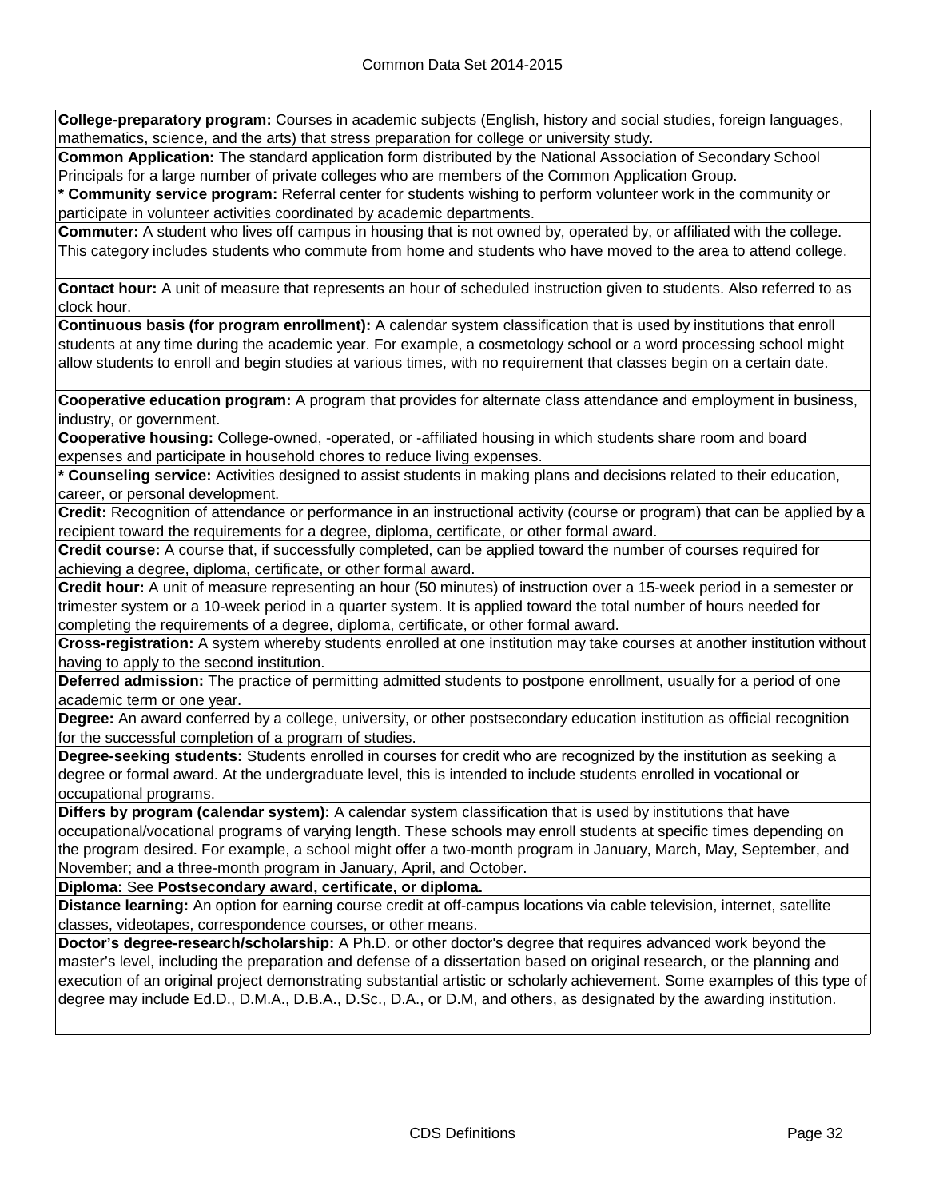**College-preparatory program:** Courses in academic subjects (English, history and social studies, foreign languages, mathematics, science, and the arts) that stress preparation for college or university study.

**Common Application:** The standard application form distributed by the National Association of Secondary School Principals for a large number of private colleges who are members of the Common Application Group.

*** Community service program:** Referral center for students wishing to perform volunteer work in the community or participate in volunteer activities coordinated by academic departments.

**Commuter:** A student who lives off campus in housing that is not owned by, operated by, or affiliated with the college. This category includes students who commute from home and students who have moved to the area to attend college.

**Contact hour:** A unit of measure that represents an hour of scheduled instruction given to students. Also referred to as clock hour.

**Continuous basis (for program enrollment):** A calendar system classification that is used by institutions that enroll students at any time during the academic year. For example, a cosmetology school or a word processing school might allow students to enroll and begin studies at various times, with no requirement that classes begin on a certain date.

**Cooperative education program:** A program that provides for alternate class attendance and employment in business, industry, or government.

**Cooperative housing:** College-owned, -operated, or -affiliated housing in which students share room and board expenses and participate in household chores to reduce living expenses.

*** Counseling service:** Activities designed to assist students in making plans and decisions related to their education, career, or personal development.

**Credit:** Recognition of attendance or performance in an instructional activity (course or program) that can be applied by a recipient toward the requirements for a degree, diploma, certificate, or other formal award.

**Credit course:** A course that, if successfully completed, can be applied toward the number of courses required for achieving a degree, diploma, certificate, or other formal award.

**Credit hour:** A unit of measure representing an hour (50 minutes) of instruction over a 15-week period in a semester or trimester system or a 10-week period in a quarter system. It is applied toward the total number of hours needed for completing the requirements of a degree, diploma, certificate, or other formal award.

**Cross-registration:** A system whereby students enrolled at one institution may take courses at another institution without having to apply to the second institution.

**Deferred admission:** The practice of permitting admitted students to postpone enrollment, usually for a period of one academic term or one year.

**Degree:** An award conferred by a college, university, or other postsecondary education institution as official recognition for the successful completion of a program of studies.

**Degree-seeking students:** Students enrolled in courses for credit who are recognized by the institution as seeking a degree or formal award. At the undergraduate level, this is intended to include students enrolled in vocational or occupational programs.

**Differs by program (calendar system):** A calendar system classification that is used by institutions that have occupational/vocational programs of varying length. These schools may enroll students at specific times depending on the program desired. For example, a school might offer a two-month program in January, March, May, September, and November; and a three-month program in January, April, and October.

**Diploma:** See **Postsecondary award, certificate, or diploma.**

**Distance learning:** An option for earning course credit at off-campus locations via cable television, internet, satellite classes, videotapes, correspondence courses, or other means.

**Doctor's degree-research/scholarship:** A Ph.D. or other doctor's degree that requires advanced work beyond the master's level, including the preparation and defense of a dissertation based on original research, or the planning and execution of an original project demonstrating substantial artistic or scholarly achievement. Some examples of this type of degree may include Ed.D., D.M.A., D.B.A., D.Sc., D.A., or D.M, and others, as designated by the awarding institution.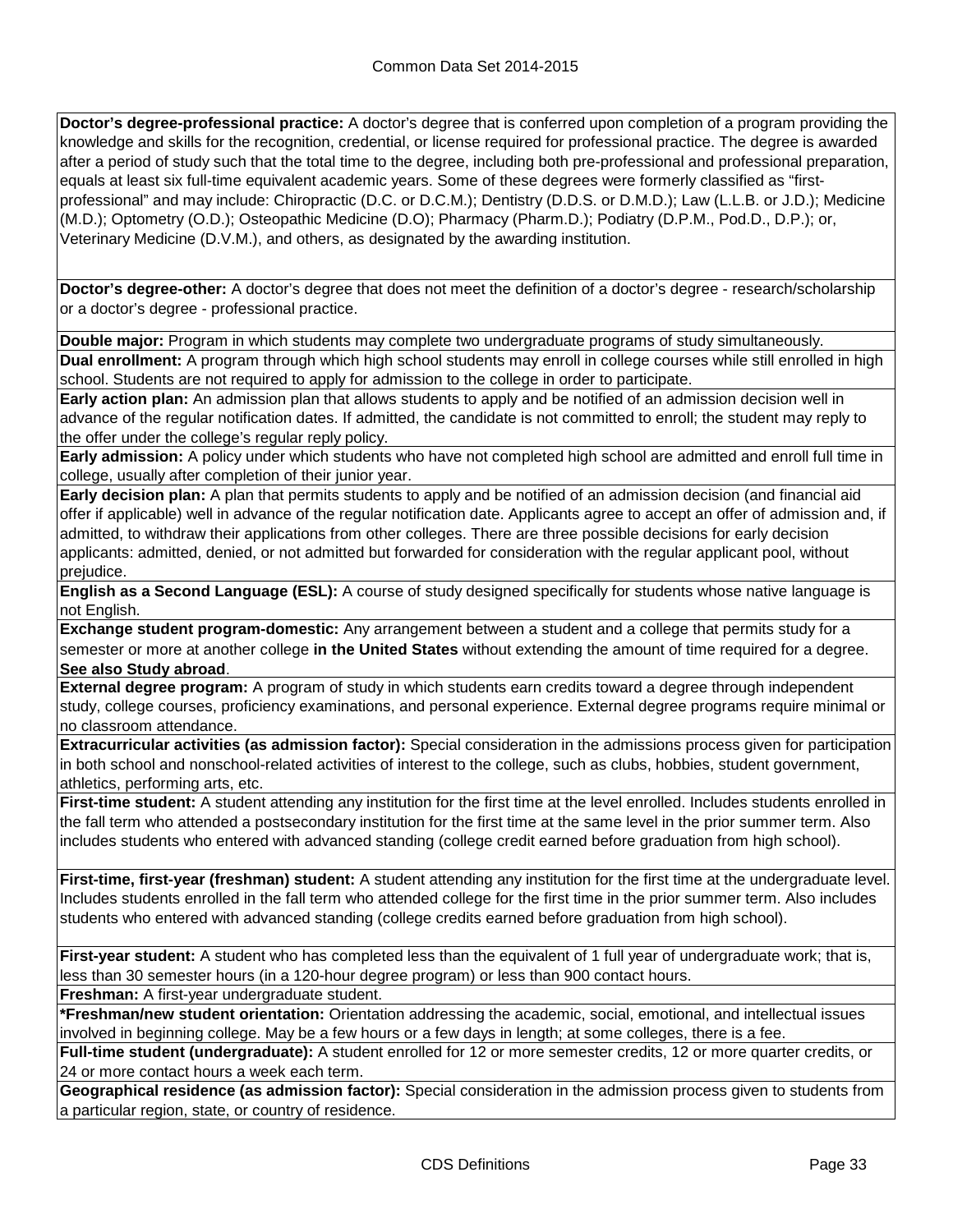**Doctor's degree-professional practice:** A doctor's degree that is conferred upon completion of a program providing the knowledge and skills for the recognition, credential, or license required for professional practice. The degree is awarded after a period of study such that the total time to the degree, including both pre-professional and professional preparation, equals at least six full-time equivalent academic years. Some of these degrees were formerly classified as "first-professional" and may include: Chiropractic (D.C. or D.C.M.); Dentistry (D.D.S. or D.M.D.); Law (L.L.B. or J.D.); Medicine (M.D.); Optometry (O.D.); Osteopathic Medicine (D.O); Pharmacy (Pharm.D.); Podiatry (D.P.M., Pod.D., D.P.); or, Veterinary Medicine (D.V.M.), and others, as designated by the awarding institution.

**Doctor's degree-other:** A doctor's degree that does not meet the definition of a doctor's degree - research/scholarship or a doctor's degree - professional practice.

**Double major:** Program in which students may complete two undergraduate programs of study simultaneously.

**Dual enrollment:** A program through which high school students may enroll in college courses while still enrolled in high school. Students are not required to apply for admission to the college in order to participate.

**Early action plan:** An admission plan that allows students to apply and be notified of an admission decision well in advance of the regular notification dates. If admitted, the candidate is not committed to enroll; the student may reply to the offer under the college's regular reply policy.

**Early admission:** A policy under which students who have not completed high school are admitted and enroll full time in college, usually after completion of their junior year.

**Early decision plan:** A plan that permits students to apply and be notified of an admission decision (and financial aid offer if applicable) well in advance of the regular notification date. Applicants agree to accept an offer of admission and, if admitted, to withdraw their applications from other colleges. There are three possible decisions for early decision applicants: admitted, denied, or not admitted but forwarded for consideration with the regular applicant pool, without prejudice.

**English as a Second Language (ESL):** A course of study designed specifically for students whose native language is not English.

**Exchange student program-domestic:** Any arrangement between a student and a college that permits study for a semester or more at another college **in the United States** without extending the amount of time required for a degree. **See also Study abroad**.

**External degree program:** A program of study in which students earn credits toward a degree through independent study, college courses, proficiency examinations, and personal experience. External degree programs require minimal or no classroom attendance.

**Extracurricular activities (as admission factor):** Special consideration in the admissions process given for participation in both school and nonschool-related activities of interest to the college, such as clubs, hobbies, student government, athletics, performing arts, etc.

**First-time student:** A student attending any institution for the first time at the level enrolled. Includes students enrolled in the fall term who attended a postsecondary institution for the first time at the same level in the prior summer term. Also includes students who entered with advanced standing (college credit earned before graduation from high school).

**First-time, first-year (freshman) student:** A student attending any institution for the first time at the undergraduate level. Includes students enrolled in the fall term who attended college for the first time in the prior summer term. Also includes students who entered with advanced standing (college credits earned before graduation from high school).

**First-year student:** A student who has completed less than the equivalent of 1 full year of undergraduate work; that is, less than 30 semester hours (in a 120-hour degree program) or less than 900 contact hours.

**Freshman:** A first-year undergraduate student.

**\*Freshman/new student orientation:** Orientation addressing the academic, social, emotional, and intellectual issues involved in beginning college. May be a few hours or a few days in length; at some colleges, there is a fee.

**Full-time student (undergraduate):** A student enrolled for 12 or more semester credits, 12 or more quarter credits, or 24 or more contact hours a week each term.

**Geographical residence (as admission factor):** Special consideration in the admission process given to students from a particular region, state, or country of residence.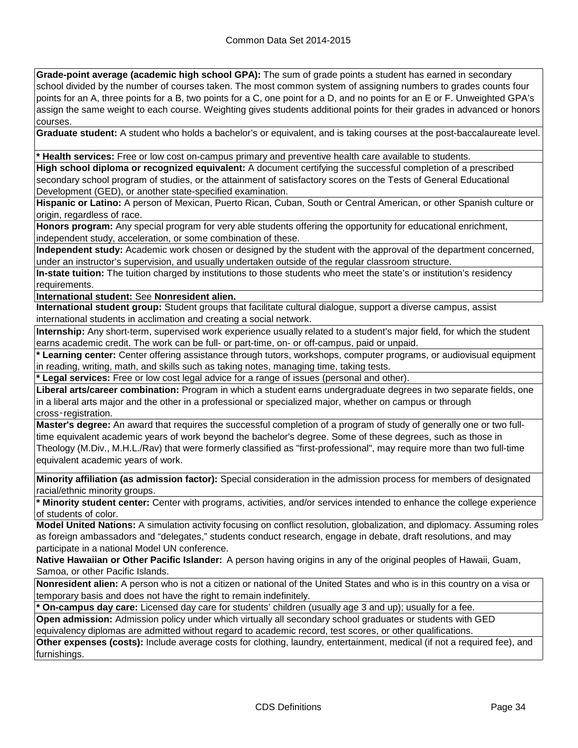**Grade-point average (academic high school GPA):** The sum of grade points a student has earned in secondary school divided by the number of courses taken. The most common system of assigning numbers to grades counts four points for an A, three points for a B, two points for a C, one point for a D, and no points for an E or F. Unweighted GPA's assign the same weight to each course. Weighting gives students additional points for their grades in advanced or honors courses.

**Graduate student:** A student who holds a bachelor's or equivalent, and is taking courses at the post-baccalaureate level.

**\* Health services:** Free or low cost on-campus primary and preventive health care available to students.

**High school diploma or recognized equivalent:** A document certifying the successful completion of a prescribed secondary school program of studies, or the attainment of satisfactory scores on the Tests of General Educational Development (GED), or another state-specified examination.

**Hispanic or Latino:** A person of Mexican, Puerto Rican, Cuban, South or Central American, or other Spanish culture or origin, regardless of race.

**Honors program:** Any special program for very able students offering the opportunity for educational enrichment, independent study, acceleration, or some combination of these.

**Independent study:** Academic work chosen or designed by the student with the approval of the department concerned, under an instructor's supervision, and usually undertaken outside of the regular classroom structure.

**In-state tuition:** The tuition charged by institutions to those students who meet the state's or institution's residency requirements.

**International student:** See **Nonresident alien.**

**International student group:** Student groups that facilitate cultural dialogue, support a diverse campus, assist international students in acclimation and creating a social network.

**Internship:** Any short-term, supervised work experience usually related to a student's major field, for which the student earns academic credit. The work can be full- or part-time, on- or off-campus, paid or unpaid.

**\* Learning center:** Center offering assistance through tutors, workshops, computer programs, or audiovisual equipment in reading, writing, math, and skills such as taking notes, managing time, taking tests.

**\* Legal services:** Free or low cost legal advice for a range of issues (personal and other).

**Liberal arts/career combination:** Program in which a student earns undergraduate degrees in two separate fields, one in a liberal arts major and the other in a professional or specialized major, whether on campus or through cross-registration.

**Master's degree:** An award that requires the successful completion of a program of study of generally one or two full-time equivalent academic years of work beyond the bachelor's degree. Some of these degrees, such as those in Theology (M.Div., M.H.L./Rav) that were formerly classified as "first-professional", may require more than two full-time equivalent academic years of work.

**Minority affiliation (as admission factor):** Special consideration in the admission process for members of designated racial/ethnic minority groups.

**\* Minority student center:** Center with programs, activities, and/or services intended to enhance the college experience of students of color.

**Model United Nations:** A simulation activity focusing on conflict resolution, globalization, and diplomacy. Assuming roles as foreign ambassadors and "delegates," students conduct research, engage in debate, draft resolutions, and may participate in a national Model UN conference.

**Native Hawaiian or Other Pacific Islander:** A person having origins in any of the original peoples of Hawaii, Guam, Samoa, or other Pacific Islands.

**Nonresident alien:** A person who is not a citizen or national of the United States and who is in this country on a visa or temporary basis and does not have the right to remain indefinitely.

**\* On-campus day care:** Licensed day care for students' children (usually age 3 and up); usually for a fee.

**Open admission:** Admission policy under which virtually all secondary school graduates or students with GED equivalency diplomas are admitted without regard to academic record, test scores, or other qualifications.

**Other expenses (costs):** Include average costs for clothing, laundry, entertainment, medical (if not a required fee), and furnishings.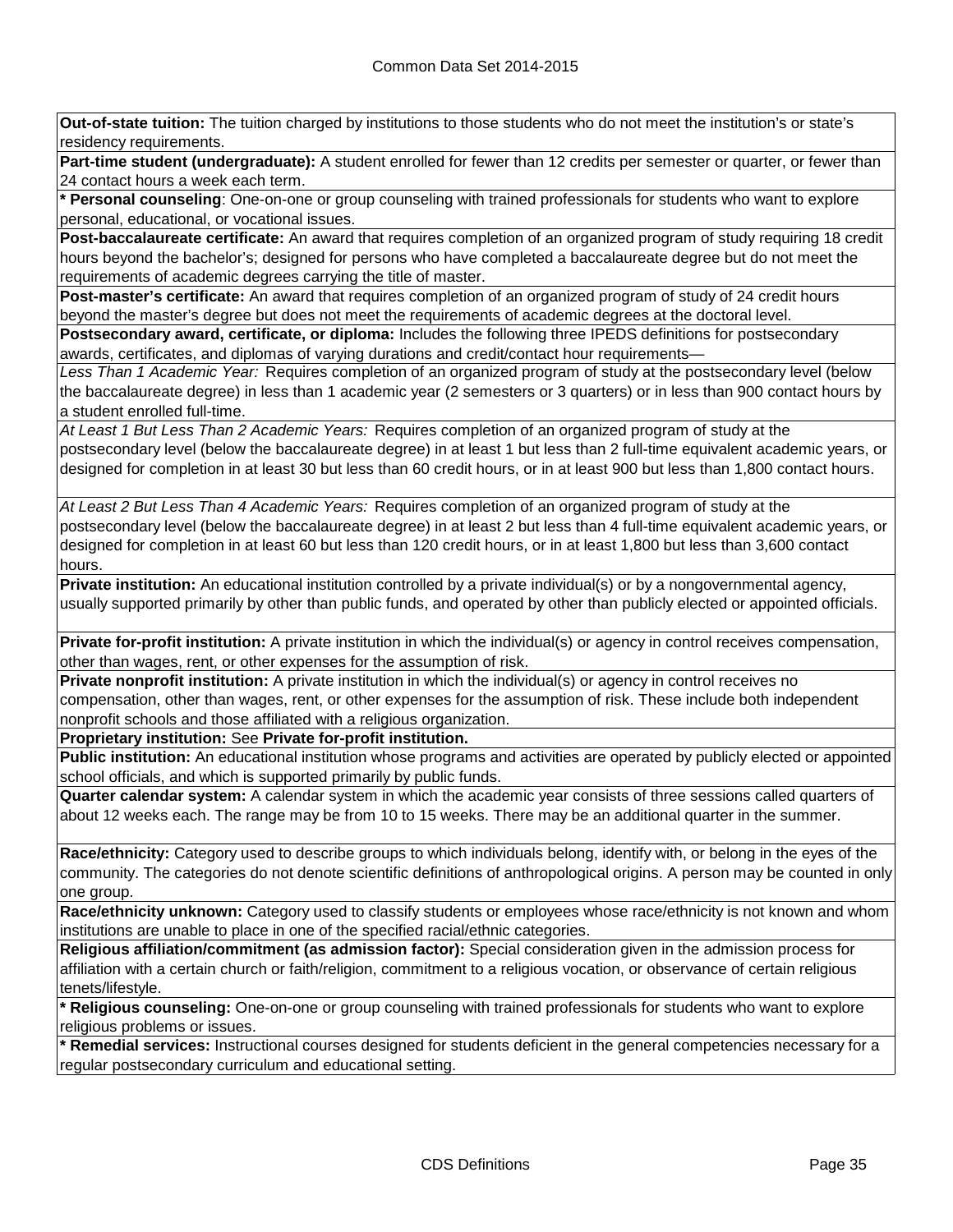**Out-of-state tuition:** The tuition charged by institutions to those students who do not meet the institution's or state's residency requirements.

**Part-time student (undergraduate):** A student enrolled for fewer than 12 credits per semester or quarter, or fewer than 24 contact hours a week each term.

*** Personal counseling**: One-on-one or group counseling with trained professionals for students who want to explore personal, educational, or vocational issues.

**Post-baccalaureate certificate:** An award that requires completion of an organized program of study requiring 18 credit hours beyond the bachelor's; designed for persons who have completed a baccalaureate degree but do not meet the requirements of academic degrees carrying the title of master.

**Post-master's certificate:** An award that requires completion of an organized program of study of 24 credit hours beyond the master's degree but does not meet the requirements of academic degrees at the doctoral level.

**Postsecondary award, certificate, or diploma:** Includes the following three IPEDS definitions for postsecondary awards, certificates, and diplomas of varying durations and credit/contact hour requirements—

*Less Than 1 Academic Year:* Requires completion of an organized program of study at the postsecondary level (below the baccalaureate degree) in less than 1 academic year (2 semesters or 3 quarters) or in less than 900 contact hours by a student enrolled full-time.

*At Least 1 But Less Than 2 Academic Years:* Requires completion of an organized program of study at the postsecondary level (below the baccalaureate degree) in at least 1 but less than 2 full-time equivalent academic years, or designed for completion in at least 30 but less than 60 credit hours, or in at least 900 but less than 1,800 contact hours.

*At Least 2 But Less Than 4 Academic Years:* Requires completion of an organized program of study at the postsecondary level (below the baccalaureate degree) in at least 2 but less than 4 full-time equivalent academic years, or designed for completion in at least 60 but less than 120 credit hours, or in at least 1,800 but less than 3,600 contact hours.

**Private institution:** An educational institution controlled by a private individual(s) or by a nongovernmental agency, usually supported primarily by other than public funds, and operated by other than publicly elected or appointed officials.

**Private for-profit institution:** A private institution in which the individual(s) or agency in control receives compensation, other than wages, rent, or other expenses for the assumption of risk.

**Private nonprofit institution:** A private institution in which the individual(s) or agency in control receives no compensation, other than wages, rent, or other expenses for the assumption of risk. These include both independent nonprofit schools and those affiliated with a religious organization.

**Proprietary institution:** See **Private for-profit institution.**

**Public institution:** An educational institution whose programs and activities are operated by publicly elected or appointed school officials, and which is supported primarily by public funds.

**Quarter calendar system:** A calendar system in which the academic year consists of three sessions called quarters of about 12 weeks each. The range may be from 10 to 15 weeks. There may be an additional quarter in the summer.

**Race/ethnicity:** Category used to describe groups to which individuals belong, identify with, or belong in the eyes of the community. The categories do not denote scientific definitions of anthropological origins. A person may be counted in only one group.

**Race/ethnicity unknown:** Category used to classify students or employees whose race/ethnicity is not known and whom institutions are unable to place in one of the specified racial/ethnic categories.

**Religious affiliation/commitment (as admission factor):** Special consideration given in the admission process for affiliation with a certain church or faith/religion, commitment to a religious vocation, or observance of certain religious tenets/lifestyle.

*** Religious counseling:** One-on-one or group counseling with trained professionals for students who want to explore religious problems or issues.

*** Remedial services:** Instructional courses designed for students deficient in the general competencies necessary for a regular postsecondary curriculum and educational setting.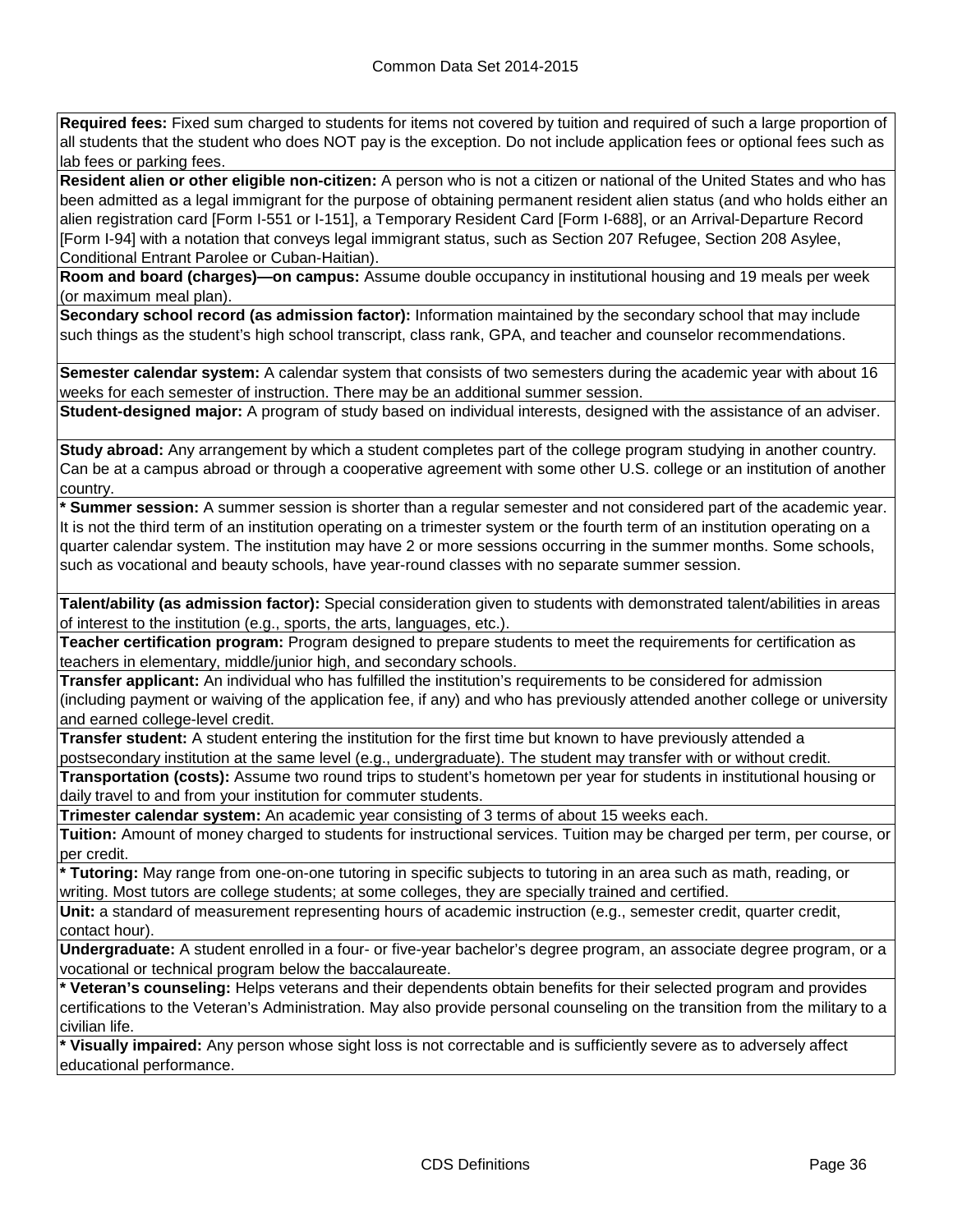**Required fees:** Fixed sum charged to students for items not covered by tuition and required of such a large proportion of all students that the student who does NOT pay is the exception. Do not include application fees or optional fees such as lab fees or parking fees.

**Resident alien or other eligible non-citizen:** A person who is not a citizen or national of the United States and who has been admitted as a legal immigrant for the purpose of obtaining permanent resident alien status (and who holds either an alien registration card [Form I-551 or I-151], a Temporary Resident Card [Form I-688], or an Arrival-Departure Record [Form I-94] with a notation that conveys legal immigrant status, such as Section 207 Refugee, Section 208 Asylee, Conditional Entrant Parolee or Cuban-Haitian).

**Room and board (charges)—on campus:** Assume double occupancy in institutional housing and 19 meals per week (or maximum meal plan).

**Secondary school record (as admission factor):** Information maintained by the secondary school that may include such things as the student's high school transcript, class rank, GPA, and teacher and counselor recommendations.

**Semester calendar system:** A calendar system that consists of two semesters during the academic year with about 16 weeks for each semester of instruction. There may be an additional summer session.

**Student-designed major:** A program of study based on individual interests, designed with the assistance of an adviser.

**Study abroad:** Any arrangement by which a student completes part of the college program studying in another country. Can be at a campus abroad or through a cooperative agreement with some other U.S. college or an institution of another country.

**\* Summer session:** A summer session is shorter than a regular semester and not considered part of the academic year. It is not the third term of an institution operating on a trimester system or the fourth term of an institution operating on a quarter calendar system. The institution may have 2 or more sessions occurring in the summer months. Some schools, such as vocational and beauty schools, have year-round classes with no separate summer session.

**Talent/ability (as admission factor):** Special consideration given to students with demonstrated talent/abilities in areas of interest to the institution (e.g., sports, the arts, languages, etc.).

**Teacher certification program:** Program designed to prepare students to meet the requirements for certification as teachers in elementary, middle/junior high, and secondary schools.

**Transfer applicant:** An individual who has fulfilled the institution's requirements to be considered for admission (including payment or waiving of the application fee, if any) and who has previously attended another college or university and earned college-level credit.

**Transfer student:** A student entering the institution for the first time but known to have previously attended a postsecondary institution at the same level (e.g., undergraduate). The student may transfer with or without credit.

**Transportation (costs):** Assume two round trips to student's hometown per year for students in institutional housing or daily travel to and from your institution for commuter students.

**Trimester calendar system:** An academic year consisting of 3 terms of about 15 weeks each.

**Tuition:** Amount of money charged to students for instructional services. Tuition may be charged per term, per course, or per credit.

**\* Tutoring:** May range from one-on-one tutoring in specific subjects to tutoring in an area such as math, reading, or writing. Most tutors are college students; at some colleges, they are specially trained and certified.

**Unit:** a standard of measurement representing hours of academic instruction (e.g., semester credit, quarter credit, contact hour).

**Undergraduate:** A student enrolled in a four- or five-year bachelor's degree program, an associate degree program, or a vocational or technical program below the baccalaureate.

**\* Veteran's counseling:** Helps veterans and their dependents obtain benefits for their selected program and provides certifications to the Veteran's Administration. May also provide personal counseling on the transition from the military to a civilian life.

**\* Visually impaired:** Any person whose sight loss is not correctable and is sufficiently severe as to adversely affect educational performance.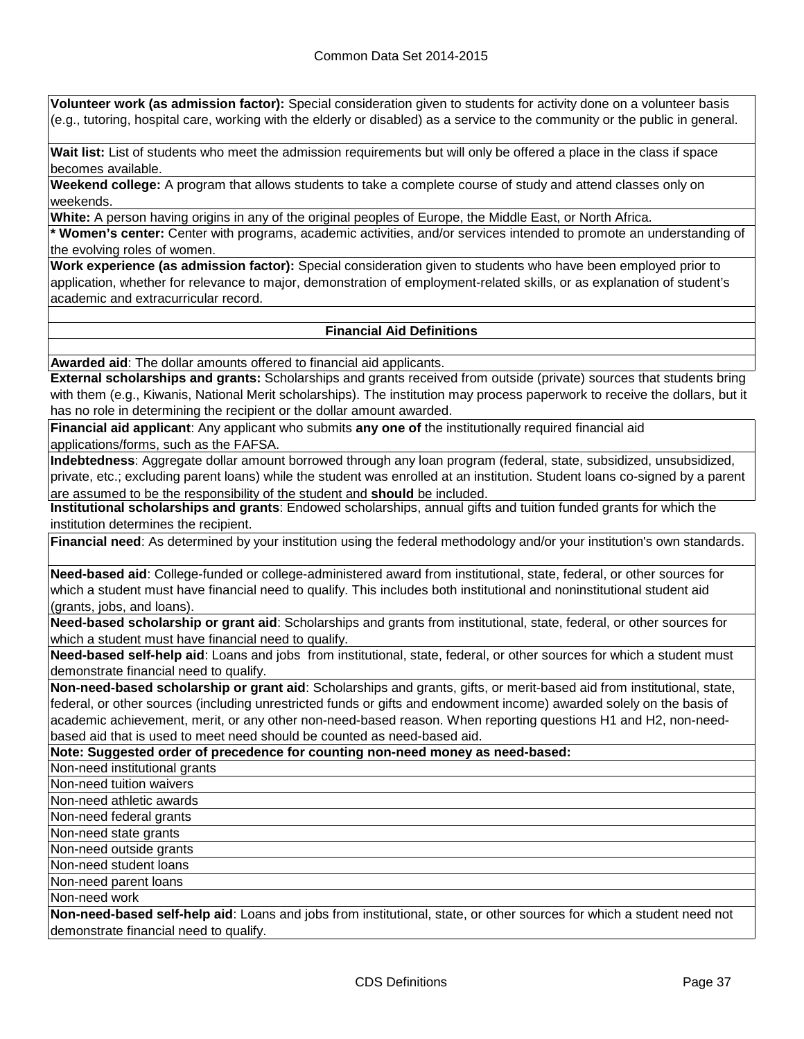**Volunteer work (as admission factor):** Special consideration given to students for activity done on a volunteer basis (e.g., tutoring, hospital care, working with the elderly or disabled) as a service to the community or the public in general.

**Wait list:** List of students who meet the admission requirements but will only be offered a place in the class if space becomes available.

**Weekend college:** A program that allows students to take a complete course of study and attend classes only on weekends.

**White:** A person having origins in any of the original peoples of Europe, the Middle East, or North Africa.

**\* Women's center:** Center with programs, academic activities, and/or services intended to promote an understanding of the evolving roles of women.

**Work experience (as admission factor):** Special consideration given to students who have been employed prior to application, whether for relevance to major, demonstration of employment-related skills, or as explanation of student's academic and extracurricular record.

## Financial Aid Definitions

**Awarded aid**: The dollar amounts offered to financial aid applicants.

**External scholarships and grants:** Scholarships and grants received from outside (private) sources that students bring with them (e.g., Kiwanis, National Merit scholarships). The institution may process paperwork to receive the dollars, but it has no role in determining the recipient or the dollar amount awarded.

**Financial aid applicant**: Any applicant who submits **any one of** the institutionally required financial aid applications/forms, such as the FAFSA.

**Indebtedness**: Aggregate dollar amount borrowed through any loan program (federal, state, subsidized, unsubsidized, private, etc.; excluding parent loans) while the student was enrolled at an institution. Student loans co-signed by a parent are assumed to be the responsibility of the student and **should** be included.

**Institutional scholarships and grants**: Endowed scholarships, annual gifts and tuition funded grants for which the institution determines the recipient.

**Financial need**: As determined by your institution using the federal methodology and/or your institution's own standards.

**Need-based aid**: College-funded or college-administered award from institutional, state, federal, or other sources for which a student must have financial need to qualify. This includes both institutional and noninstitutional student aid (grants, jobs, and loans).

**Need-based scholarship or grant aid**: Scholarships and grants from institutional, state, federal, or other sources for which a student must have financial need to qualify.

**Need-based self-help aid**: Loans and jobs from institutional, state, federal, or other sources for which a student must demonstrate financial need to qualify.

**Non-need-based scholarship or grant aid**: Scholarships and grants, gifts, or merit-based aid from institutional, state, federal, or other sources (including unrestricted funds or gifts and endowment income) awarded solely on the basis of academic achievement, merit, or any other non-need-based reason. When reporting questions H1 and H2, non-need-based aid that is used to meet need should be counted as need-based aid.

**Note: Suggested order of precedence for counting non-need money as need-based:**

- Non-need institutional grants
- Non-need tuition waivers
- Non-need athletic awards
- Non-need federal grants
- Non-need state grants
- Non-need outside grants
- Non-need student loans
- Non-need parent loans
- Non-need work

**Non-need-based self-help aid**: Loans and jobs from institutional, state, or other sources for which a student need not demonstrate financial need to qualify.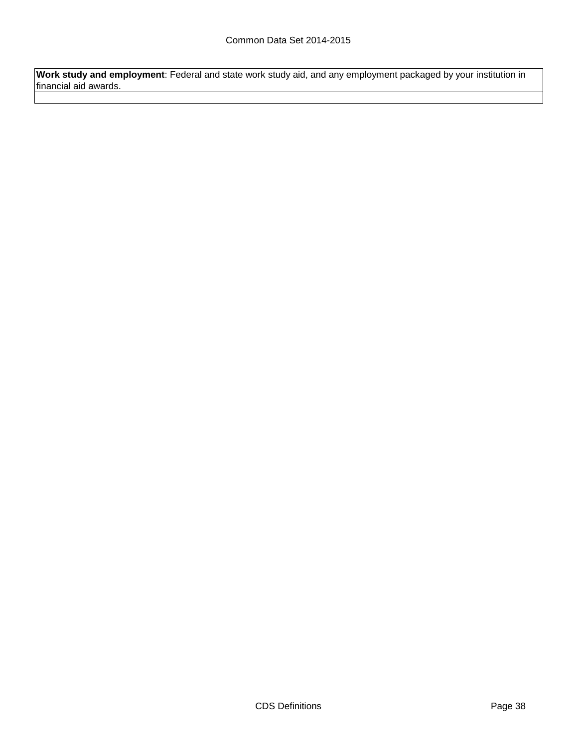**Work study and employment**: Federal and state work study aid, and any employment packaged by your institution in financial aid awards.